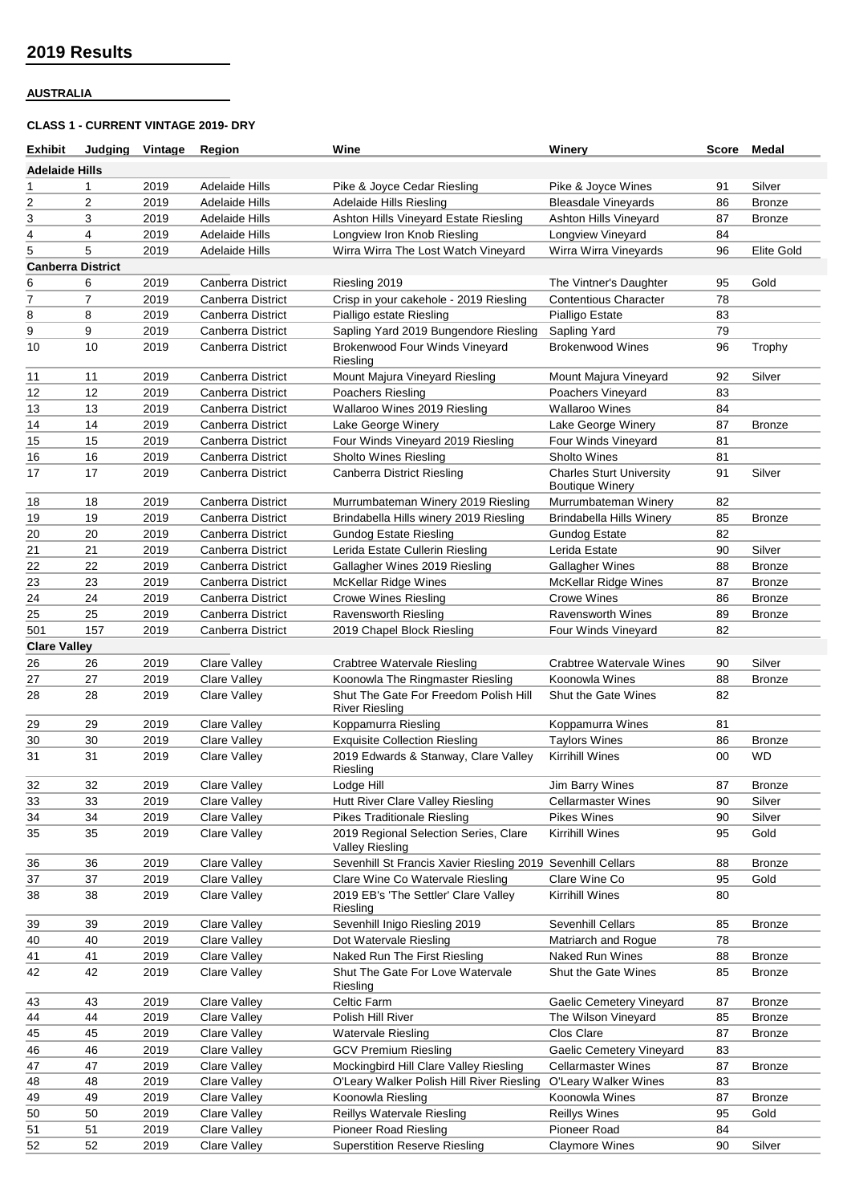## 2019 Results

**AUSTRALIA**

**CLASS 1 - CURRENT VINTAGE 2019- DRY**

| Exhibit | Judging | Vintage | Region | Wine | Winery | Score | Medal |
|---|---|---|---|---|---|---|---|
| **Adelaide Hills** | | | | | | | |
| 1 | 1 | 2019 | Adelaide Hills | Pike & Joyce Cedar Riesling | Pike & Joyce Wines | 91 | Silver |
| 2 | 2 | 2019 | Adelaide Hills | Adelaide Hills Riesling | Bleasdale Vineyards | 86 | Bronze |
| 3 | 3 | 2019 | Adelaide Hills | Ashton Hills Vineyard Estate Riesling | Ashton Hills Vineyard | 87 | Bronze |
| 4 | 4 | 2019 | Adelaide Hills | Longview Iron Knob Riesling | Longview Vineyard | 84 | |
| 5 | 5 | 2019 | Adelaide Hills | Wirra Wirra The Lost Watch Vineyard | Wirra Wirra Vineyards | 96 | Elite Gold |
| **Canberra District** | | | | | | | |
| 6 | 6 | 2019 | Canberra District | Riesling 2019 | The Vintner's Daughter | 95 | Gold |
| 7 | 7 | 2019 | Canberra District | Crisp in your cakehole - 2019 Riesling | Contentious Character | 78 | |
| 8 | 8 | 2019 | Canberra District | Pialligo estate Riesling | Pialligo Estate | 83 | |
| 9 | 9 | 2019 | Canberra District | Sapling Yard 2019 Bungendore Riesling | Sapling Yard | 79 | |
| 10 | 10 | 2019 | Canberra District | Brokenwood Four Winds Vineyard Riesling | Brokenwood Wines | 96 | Trophy |
| 11 | 11 | 2019 | Canberra District | Mount Majura Vineyard Riesling | Mount Majura Vineyard | 92 | Silver |
| 12 | 12 | 2019 | Canberra District | Poachers Riesling | Poachers Vineyard | 83 | |
| 13 | 13 | 2019 | Canberra District | Wallaroo Wines 2019 Riesling | Wallaroo Wines | 84 | |
| 14 | 14 | 2019 | Canberra District | Lake George Winery | Lake George Winery | 87 | Bronze |
| 15 | 15 | 2019 | Canberra District | Four Winds Vineyard 2019 Riesling | Four Winds Vineyard | 81 | |
| 16 | 16 | 2019 | Canberra District | Sholto Wines Riesling | Sholto Wines | 81 | |
| 17 | 17 | 2019 | Canberra District | Canberra District Riesling | Charles Sturt University Boutique Winery | 91 | Silver |
| 18 | 18 | 2019 | Canberra District | Murrumbateman Winery 2019 Riesling | Murrumbateman Winery | 82 | |
| 19 | 19 | 2019 | Canberra District | Brindabella Hills winery 2019 Riesling | Brindabella Hills Winery | 85 | Bronze |
| 20 | 20 | 2019 | Canberra District | Gundog Estate Riesling | Gundog Estate | 82 | |
| 21 | 21 | 2019 | Canberra District | Lerida Estate Cullerin Riesling | Lerida Estate | 90 | Silver |
| 22 | 22 | 2019 | Canberra District | Gallagher Wines 2019 Riesling | Gallagher Wines | 88 | Bronze |
| 23 | 23 | 2019 | Canberra District | McKellar Ridge Wines | McKellar Ridge Wines | 87 | Bronze |
| 24 | 24 | 2019 | Canberra District | Crowe Wines Riesling | Crowe Wines | 86 | Bronze |
| 25 | 25 | 2019 | Canberra District | Ravensworth Riesling | Ravensworth Wines | 89 | Bronze |
| 501 | 157 | 2019 | Canberra District | 2019 Chapel Block Riesling | Four Winds Vineyard | 82 | |
| **Clare Valley** | | | | | | | |
| 26 | 26 | 2019 | Clare Valley | Crabtree Watervale Riesling | Crabtree Watervale Wines | 90 | Silver |
| 27 | 27 | 2019 | Clare Valley | Koonowla The Ringmaster Riesling | Koonowla Wines | 88 | Bronze |
| 28 | 28 | 2019 | Clare Valley | Shut The Gate For Freedom Polish Hill River Riesling | Shut the Gate Wines | 82 | |
| 29 | 29 | 2019 | Clare Valley | Koppamurra Riesling | Koppamurra Wines | 81 | |
| 30 | 30 | 2019 | Clare Valley | Exquisite Collection Riesling | Taylors Wines | 86 | Bronze |
| 31 | 31 | 2019 | Clare Valley | 2019 Edwards & Stanway, Clare Valley Riesling | Kirrihill Wines | 00 | WD |
| 32 | 32 | 2019 | Clare Valley | Lodge Hill | Jim Barry Wines | 87 | Bronze |
| 33 | 33 | 2019 | Clare Valley | Hutt River Clare Valley Riesling | Cellarmaster Wines | 90 | Silver |
| 34 | 34 | 2019 | Clare Valley | Pikes Traditionale Riesling | Pikes Wines | 90 | Silver |
| 35 | 35 | 2019 | Clare Valley | 2019 Regional Selection Series, Clare Valley Riesling | Kirrihill Wines | 95 | Gold |
| 36 | 36 | 2019 | Clare Valley | Sevenhill St Francis Xavier Riesling 2019 | Sevenhill Cellars | 88 | Bronze |
| 37 | 37 | 2019 | Clare Valley | Clare Wine Co Watervale Riesling | Clare Wine Co | 95 | Gold |
| 38 | 38 | 2019 | Clare Valley | 2019 EB's 'The Settler' Clare Valley Riesling | Kirrihill Wines | 80 | |
| 39 | 39 | 2019 | Clare Valley | Sevenhill Inigo Riesling 2019 | Sevenhill Cellars | 85 | Bronze |
| 40 | 40 | 2019 | Clare Valley | Dot Watervale Riesling | Matriarch and Rogue | 78 | |
| 41 | 41 | 2019 | Clare Valley | Naked Run The First Riesling | Naked Run Wines | 88 | Bronze |
| 42 | 42 | 2019 | Clare Valley | Shut The Gate For Love Watervale Riesling | Shut the Gate Wines | 85 | Bronze |
| 43 | 43 | 2019 | Clare Valley | Celtic Farm | Gaelic Cemetery Vineyard | 87 | Bronze |
| 44 | 44 | 2019 | Clare Valley | Polish Hill River | The Wilson Vineyard | 85 | Bronze |
| 45 | 45 | 2019 | Clare Valley | Watervale Riesling | Clos Clare | 87 | Bronze |
| 46 | 46 | 2019 | Clare Valley | GCV Premium Riesling | Gaelic Cemetery Vineyard | 83 | |
| 47 | 47 | 2019 | Clare Valley | Mockingbird Hill Clare Valley Riesling | Cellarmaster Wines | 87 | Bronze |
| 48 | 48 | 2019 | Clare Valley | O'Leary Walker Polish Hill River Riesling | O'Leary Walker Wines | 83 | |
| 49 | 49 | 2019 | Clare Valley | Koonowla Riesling | Koonowla Wines | 87 | Bronze |
| 50 | 50 | 2019 | Clare Valley | Reillys Watervale Riesling | Reillys Wines | 95 | Gold |
| 51 | 51 | 2019 | Clare Valley | Pioneer Road Riesling | Pioneer Road | 84 | |
| 52 | 52 | 2019 | Clare Valley | Superstition Reserve Riesling | Claymore Wines | 90 | Silver |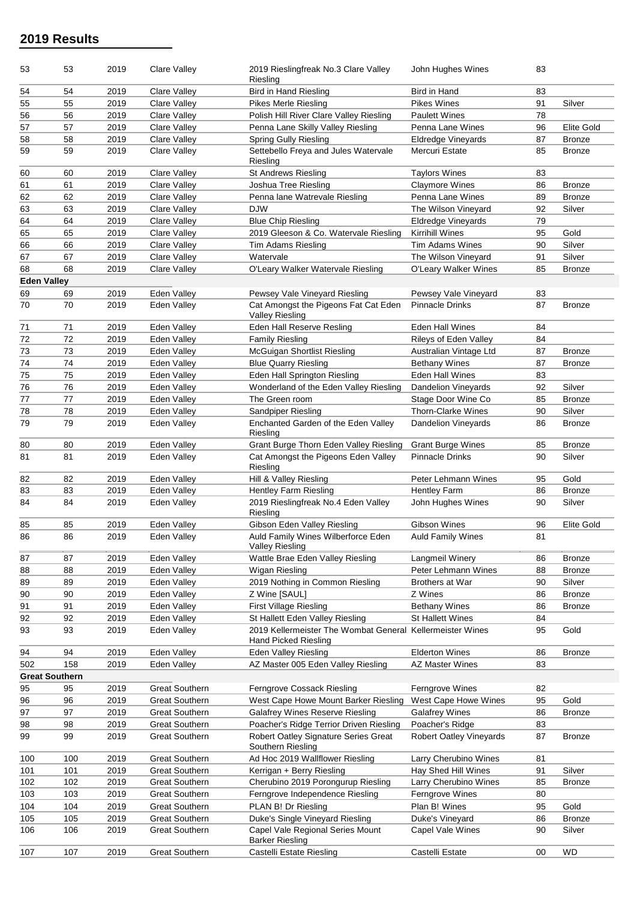## 2019 Results

| | | | | | | | |
|---|---|---|---|---|---|---|---|
| 53 | 53 | 2019 | Clare Valley | 2019 Rieslingfreak No.3 Clare Valley Riesling | John Hughes Wines | 83 | |
| 54 | 54 | 2019 | Clare Valley | Bird in Hand Riesling | Bird in Hand | 83 | |
| 55 | 55 | 2019 | Clare Valley | Pikes Merle Riesling | Pikes Wines | 91 | Silver |
| 56 | 56 | 2019 | Clare Valley | Polish Hill River Clare Valley Riesling | Paulett Wines | 78 | |
| 57 | 57 | 2019 | Clare Valley | Penna Lane Skilly Valley Riesling | Penna Lane Wines | 96 | Elite Gold |
| 58 | 58 | 2019 | Clare Valley | Spring Gully Riesling | Eldredge Vineyards | 87 | Bronze |
| 59 | 59 | 2019 | Clare Valley | Settebello Freya and Jules Watervale Riesling | Mercuri Estate | 85 | Bronze |
| 60 | 60 | 2019 | Clare Valley | St Andrews Riesling | Taylors Wines | 83 | |
| 61 | 61 | 2019 | Clare Valley | Joshua Tree Riesling | Claymore Wines | 86 | Bronze |
| 62 | 62 | 2019 | Clare Valley | Penna lane Watrevale Riesling | Penna Lane Wines | 89 | Bronze |
| 63 | 63 | 2019 | Clare Valley | DJW | The Wilson Vineyard | 92 | Silver |
| 64 | 64 | 2019 | Clare Valley | Blue Chip Riesling | Eldredge Vineyards | 79 | |
| 65 | 65 | 2019 | Clare Valley | 2019 Gleeson & Co. Watervale Riesling | Kirrihill Wines | 95 | Gold |
| 66 | 66 | 2019 | Clare Valley | Tim Adams Riesling | Tim Adams Wines | 90 | Silver |
| 67 | 67 | 2019 | Clare Valley | Watervale | The Wilson Vineyard | 91 | Silver |
| 68 | 68 | 2019 | Clare Valley | O'Leary Walker Watervale Riesling | O'Leary Walker Wines | 85 | Bronze |
| **Eden Valley** | | | | | | | |
| 69 | 69 | 2019 | Eden Valley | Pewsey Vale Vineyard Riesling | Pewsey Vale Vineyard | 83 | |
| 70 | 70 | 2019 | Eden Valley | Cat Amongst the Pigeons Fat Cat Eden Valley Riesling | Pinnacle Drinks | 87 | Bronze |
| 71 | 71 | 2019 | Eden Valley | Eden Hall Reserve Resling | Eden Hall Wines | 84 | |
| 72 | 72 | 2019 | Eden Valley | Family Riesling | Rileys of Eden Valley | 84 | |
| 73 | 73 | 2019 | Eden Valley | McGuigan Shortlist Riesling | Australian Vintage Ltd | 87 | Bronze |
| 74 | 74 | 2019 | Eden Valley | Blue Quarry Riesling | Bethany Wines | 87 | Bronze |
| 75 | 75 | 2019 | Eden Valley | Eden Hall Springton Riesling | Eden Hall Wines | 83 | |
| 76 | 76 | 2019 | Eden Valley | Wonderland of the Eden Valley Riesling | Dandelion Vineyards | 92 | Silver |
| 77 | 77 | 2019 | Eden Valley | The Green room | Stage Door Wine Co | 85 | Bronze |
| 78 | 78 | 2019 | Eden Valley | Sandpiper Riesling | Thorn-Clarke Wines | 90 | Silver |
| 79 | 79 | 2019 | Eden Valley | Enchanted Garden of the Eden Valley Riesling | Dandelion Vineyards | 86 | Bronze |
| 80 | 80 | 2019 | Eden Valley | Grant Burge Thorn Eden Valley Riesling | Grant Burge Wines | 85 | Bronze |
| 81 | 81 | 2019 | Eden Valley | Cat Amongst the Pigeons Eden Valley Riesling | Pinnacle Drinks | 90 | Silver |
| 82 | 82 | 2019 | Eden Valley | Hill & Valley Riesling | Peter Lehmann Wines | 95 | Gold |
| 83 | 83 | 2019 | Eden Valley | Hentley Farm Riesling | Hentley Farm | 86 | Bronze |
| 84 | 84 | 2019 | Eden Valley | 2019 Rieslingfreak No.4 Eden Valley Riesling | John Hughes Wines | 90 | Silver |
| 85 | 85 | 2019 | Eden Valley | Gibson Eden Valley Riesling | Gibson Wines | 96 | Elite Gold |
| 86 | 86 | 2019 | Eden Valley | Auld Family Wines Wilberforce Eden Valley Riesling | Auld Family Wines | 81 | |
| 87 | 87 | 2019 | Eden Valley | Wattle Brae Eden Valley Riesling | Langmeil Winery | 86 | Bronze |
| 88 | 88 | 2019 | Eden Valley | Wigan Riesling | Peter Lehmann Wines | 88 | Bronze |
| 89 | 89 | 2019 | Eden Valley | 2019 Nothing in Common Riesling | Brothers at War | 90 | Silver |
| 90 | 90 | 2019 | Eden Valley | Z Wine [SAUL] | Z Wines | 86 | Bronze |
| 91 | 91 | 2019 | Eden Valley | First Village Riesling | Bethany Wines | 86 | Bronze |
| 92 | 92 | 2019 | Eden Valley | St Hallett Eden Valley Riesling | St Hallett Wines | 84 | |
| 93 | 93 | 2019 | Eden Valley | 2019 Kellermeister The Wombat General Hand Picked Riesling | Kellermeister Wines | 95 | Gold |
| 94 | 94 | 2019 | Eden Valley | Eden Valley Riesling | Elderton Wines | 86 | Bronze |
| 502 | 158 | 2019 | Eden Valley | AZ Master 005 Eden Valley Riesling | AZ Master Wines | 83 | |
| **Great Southern** | | | | | | | |
| 95 | 95 | 2019 | Great Southern | Ferngrove Cossack Riesling | Ferngrove Wines | 82 | |
| 96 | 96 | 2019 | Great Southern | West Cape Howe Mount Barker Riesling | West Cape Howe Wines | 95 | Gold |
| 97 | 97 | 2019 | Great Southern | Galafrey Wines Reserve Riesling | Galafrey Wines | 86 | Bronze |
| 98 | 98 | 2019 | Great Southern | Poacher's Ridge Terrior Driven Riesling | Poacher's Ridge | 83 | |
| 99 | 99 | 2019 | Great Southern | Robert Oatley Signature Series Great Southern Riesling | Robert Oatley Vineyards | 87 | Bronze |
| 100 | 100 | 2019 | Great Southern | Ad Hoc 2019 Wallflower Riesling | Larry Cherubino Wines | 81 | |
| 101 | 101 | 2019 | Great Southern | Kerrigan + Berry Riesling | Hay Shed Hill Wines | 91 | Silver |
| 102 | 102 | 2019 | Great Southern | Cherubino 2019 Porongurup Riesling | Larry Cherubino Wines | 85 | Bronze |
| 103 | 103 | 2019 | Great Southern | Ferngrove Independence Riesling | Ferngrove Wines | 80 | |
| 104 | 104 | 2019 | Great Southern | PLAN B! Dr Riesling | Plan B! Wines | 95 | Gold |
| 105 | 105 | 2019 | Great Southern | Duke's Single Vineyard Riesling | Duke's Vineyard | 86 | Bronze |
| 106 | 106 | 2019 | Great Southern | Capel Vale Regional Series Mount Barker Riesling | Capel Vale Wines | 90 | Silver |
| 107 | 107 | 2019 | Great Southern | Castelli Estate Riesling | Castelli Estate | 00 | WD |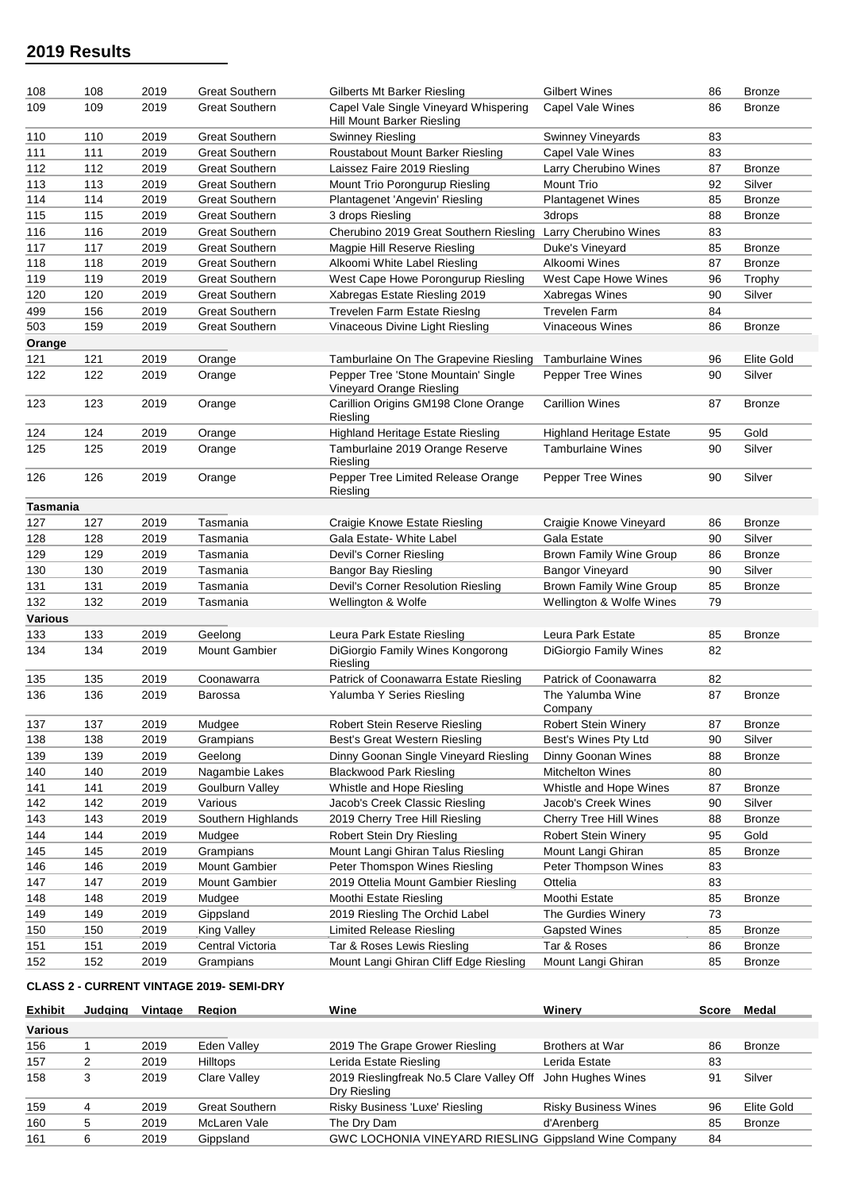## 2019 Results

| | | | | | | | |
|---|---|---|---|---|---|---|---|
| 108 | 108 | 2019 | Great Southern | Gilberts Mt Barker Riesling | Gilbert Wines | 86 | Bronze |
| 109 | 109 | 2019 | Great Southern | Capel Vale Single Vineyard Whispering Hill Mount Barker Riesling | Capel Vale Wines | 86 | Bronze |
| 110 | 110 | 2019 | Great Southern | Swinney Riesling | Swinney Vineyards | 83 | |
| 111 | 111 | 2019 | Great Southern | Roustabout Mount Barker Riesling | Capel Vale Wines | 83 | |
| 112 | 112 | 2019 | Great Southern | Laissez Faire 2019 Riesling | Larry Cherubino Wines | 87 | Bronze |
| 113 | 113 | 2019 | Great Southern | Mount Trio Porongurup Riesling | Mount Trio | 92 | Silver |
| 114 | 114 | 2019 | Great Southern | Plantagenet 'Angevin' Riesling | Plantagenet Wines | 85 | Bronze |
| 115 | 115 | 2019 | Great Southern | 3 drops Riesling | 3drops | 88 | Bronze |
| 116 | 116 | 2019 | Great Southern | Cherubino 2019 Great Southern Riesling | Larry Cherubino Wines | 83 | |
| 117 | 117 | 2019 | Great Southern | Magpie Hill Reserve Riesling | Duke's Vineyard | 85 | Bronze |
| 118 | 118 | 2019 | Great Southern | Alkoomi White Label Riesling | Alkoomi Wines | 87 | Bronze |
| 119 | 119 | 2019 | Great Southern | West Cape Howe Porongurup Riesling | West Cape Howe Wines | 96 | Trophy |
| 120 | 120 | 2019 | Great Southern | Xabregas Estate Riesling 2019 | Xabregas Wines | 90 | Silver |
| 499 | 156 | 2019 | Great Southern | Trevelen Farm Estate Rieslng | Trevelen Farm | 84 | |
| 503 | 159 | 2019 | Great Southern | Vinaceous Divine Light Riesling | Vinaceous Wines | 86 | Bronze |
| **Orange** | | | | | | | |
| 121 | 121 | 2019 | Orange | Tamburlaine On The Grapevine Riesling | Tamburlaine Wines | 96 | Elite Gold |
| 122 | 122 | 2019 | Orange | Pepper Tree 'Stone Mountain' Single Vineyard Orange Riesling | Pepper Tree Wines | 90 | Silver |
| 123 | 123 | 2019 | Orange | Carillion Origins GM198 Clone Orange Riesling | Carillion Wines | 87 | Bronze |
| 124 | 124 | 2019 | Orange | Highland Heritage Estate Riesling | Highland Heritage Estate | 95 | Gold |
| 125 | 125 | 2019 | Orange | Tamburlaine 2019 Orange Reserve Riesling | Tamburlaine Wines | 90 | Silver |
| 126 | 126 | 2019 | Orange | Pepper Tree Limited Release Orange Riesling | Pepper Tree Wines | 90 | Silver |
| **Tasmania** | | | | | | | |
| 127 | 127 | 2019 | Tasmania | Craigie Knowe Estate Riesling | Craigie Knowe Vineyard | 86 | Bronze |
| 128 | 128 | 2019 | Tasmania | Gala Estate- White Label | Gala Estate | 90 | Silver |
| 129 | 129 | 2019 | Tasmania | Devil's Corner Riesling | Brown Family Wine Group | 86 | Bronze |
| 130 | 130 | 2019 | Tasmania | Bangor Bay Riesling | Bangor Vineyard | 90 | Silver |
| 131 | 131 | 2019 | Tasmania | Devil's Corner Resolution Riesling | Brown Family Wine Group | 85 | Bronze |
| 132 | 132 | 2019 | Tasmania | Wellington & Wolfe | Wellington & Wolfe Wines | 79 | |
| **Various** | | | | | | | |
| 133 | 133 | 2019 | Geelong | Leura Park Estate Riesling | Leura Park Estate | 85 | Bronze |
| 134 | 134 | 2019 | Mount Gambier | DiGiorgio Family Wines Kongorong Riesling | DiGiorgio Family Wines | 82 | |
| 135 | 135 | 2019 | Coonawarra | Patrick of Coonawarra Estate Riesling | Patrick of Coonawarra | 82 | |
| 136 | 136 | 2019 | Barossa | Yalumba Y Series Riesling | The Yalumba Wine Company | 87 | Bronze |
| 137 | 137 | 2019 | Mudgee | Robert Stein Reserve Riesling | Robert Stein Winery | 87 | Bronze |
| 138 | 138 | 2019 | Grampians | Best's Great Western Riesling | Best's Wines Pty Ltd | 90 | Silver |
| 139 | 139 | 2019 | Geelong | Dinny Goonan Single Vineyard Riesling | Dinny Goonan Wines | 88 | Bronze |
| 140 | 140 | 2019 | Nagambie Lakes | Blackwood Park Riesling | Mitchelton Wines | 80 | |
| 141 | 141 | 2019 | Goulburn Valley | Whistle and Hope Riesling | Whistle and Hope Wines | 87 | Bronze |
| 142 | 142 | 2019 | Various | Jacob's Creek Classic Riesling | Jacob's Creek Wines | 90 | Silver |
| 143 | 143 | 2019 | Southern Highlands | 2019 Cherry Tree Hill Riesling | Cherry Tree Hill Wines | 88 | Bronze |
| 144 | 144 | 2019 | Mudgee | Robert Stein Dry Riesling | Robert Stein Winery | 95 | Gold |
| 145 | 145 | 2019 | Grampians | Mount Langi Ghiran Talus Riesling | Mount Langi Ghiran | 85 | Bronze |
| 146 | 146 | 2019 | Mount Gambier | Peter Thompson Wines Riesling | Peter Thompson Wines | 83 | |
| 147 | 147 | 2019 | Mount Gambier | 2019 Ottelia Mount Gambier Riesling | Ottelia | 83 | |
| 148 | 148 | 2019 | Mudgee | Moothi Estate Riesling | Moothi Estate | 85 | Bronze |
| 149 | 149 | 2019 | Gippsland | 2019 Riesling The Orchid Label | The Gurdies Winery | 73 | |
| 150 | 150 | 2019 | King Valley | Limited Release Riesling | Gapsted Wines | 85 | Bronze |
| 151 | 151 | 2019 | Central Victoria | Tar & Roses Lewis Riesling | Tar & Roses | 86 | Bronze |
| 152 | 152 | 2019 | Grampians | Mount Langi Ghiran Cliff Edge Riesling | Mount Langi Ghiran | 85 | Bronze |

### CLASS 2 - CURRENT VINTAGE 2019- SEMI-DRY

| Exhibit | Judging | Vintage | Region | Wine | Winery | Score | Medal |
|---|---|---|---|---|---|---|---|
| **Various** | | | | | | | |
| 156 | 1 | 2019 | Eden Valley | 2019 The Grape Grower Riesling | Brothers at War | 86 | Bronze |
| 157 | 2 | 2019 | Hilltops | Lerida Estate Riesling | Lerida Estate | 83 | |
| 158 | 3 | 2019 | Clare Valley | 2019 Rieslingfreak No.5 Clare Valley Off Dry Riesling | John Hughes Wines | 91 | Silver |
| 159 | 4 | 2019 | Great Southern | Risky Business 'Luxe' Riesling | Risky Business Wines | 96 | Elite Gold |
| 160 | 5 | 2019 | McLaren Vale | The Dry Dam | d'Arenberg | 85 | Bronze |
| 161 | 6 | 2019 | Gippsland | GWC LOCHONIA VINEYARD RIESLING | Gippsland Wine Company | 84 | |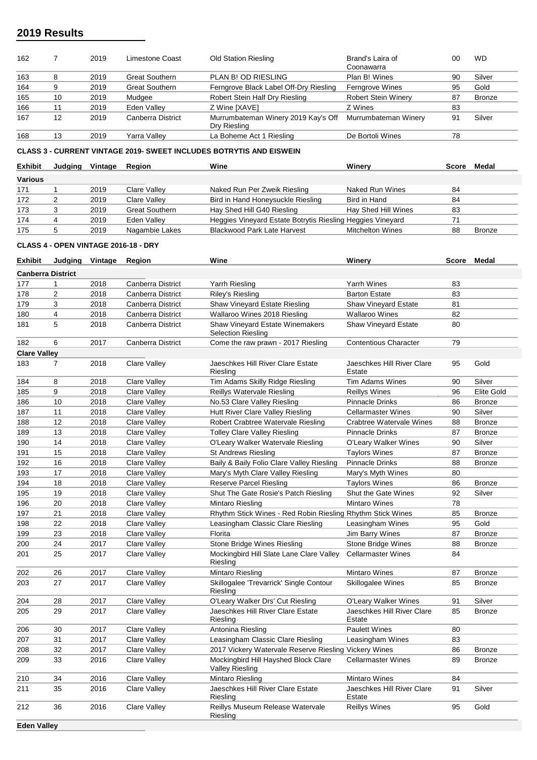## 2019 Results

| | | | | | | | |
|---|---|---|---|---|---|---|---|
| 162 | 7 | 2019 | Limestone Coast | Old Station Riesling | Brand's Laira of Coonawarra | 00 | WD |
| 163 | 8 | 2019 | Great Southern | PLAN B! OD RIESLING | Plan B! Wines | 90 | Silver |
| 164 | 9 | 2019 | Great Southern | Ferngrove Black Label Off-Dry Riesling | Ferngrove Wines | 95 | Gold |
| 165 | 10 | 2019 | Mudgee | Robert Stein Half Dry Riesling | Robert Stein Winery | 87 | Bronze |
| 166 | 11 | 2019 | Eden Valley | Z Wine [XAVE] | Z Wines | 83 | |
| 167 | 12 | 2019 | Canberra District | Murrumbateman Winery 2019 Kay's Off Dry Riesling | Murrumbateman Winery | 91 | Silver |
| 168 | 13 | 2019 | Yarra Valley | La Boheme Act 1 Riesling | De Bortoli Wines | 78 | |

### CLASS 3 - CURRENT VINTAGE 2019- SWEET INCLUDES BOTRYTIS AND EISWEIN

| Exhibit | Judging | Vintage | Region | Wine | Winery | Score | Medal |
|---|---|---|---|---|---|---|---|
| **Various** | | | | | | | |
| 171 | 1 | 2019 | Clare Valley | Naked Run Per Zweik Riesling | Naked Run Wines | 84 | |
| 172 | 2 | 2019 | Clare Valley | Bird in Hand Honeysuckle Riesling | Bird in Hand | 84 | |
| 173 | 3 | 2019 | Great Southern | Hay Shed Hill G40 Riesling | Hay Shed Hill Wines | 83 | |
| 174 | 4 | 2019 | Eden Valley | Heggies Vineyard Estate Botrytis Riesling | Heggies Vineyard | 71 | |
| 175 | 5 | 2019 | Nagambie Lakes | Blackwood Park Late Harvest | Mitchelton Wines | 88 | Bronze |

### CLASS 4 - OPEN VINTAGE 2016-18 - DRY

| Exhibit | Judging | Vintage | Region | Wine | Winery | Score | Medal |
|---|---|---|---|---|---|---|---|
| **Canberra District** | | | | | | | |
| 177 | 1 | 2018 | Canberra District | Yarrh Riesling | Yarrh Wines | 83 | |
| 178 | 2 | 2018 | Canberra District | Riley's Riesling | Barton Estate | 83 | |
| 179 | 3 | 2018 | Canberra District | Shaw Vineyard Estate Riesling | Shaw Vineyard Estate | 81 | |
| 180 | 4 | 2018 | Canberra District | Wallaroo Wines 2018 Riesling | Wallaroo Wines | 82 | |
| 181 | 5 | 2018 | Canberra District | Shaw Vineyard Estate Winemakers Selection Riesling | Shaw Vineyard Estate | 80 | |
| 182 | 6 | 2017 | Canberra District | Come the raw prawn - 2017 Riesling | Contentious Character | 79 | |
| **Clare Valley** | | | | | | | |
| 183 | 7 | 2018 | Clare Valley | Jaeschkes Hill River Clare Estate Riesling | Jaeschkes Hill River Clare Estate | 95 | Gold |
| 184 | 8 | 2018 | Clare Valley | Tim Adams Skilly Ridge Riesling | Tim Adams Wines | 90 | Silver |
| 185 | 9 | 2018 | Clare Valley | Reillys Watervale Riesling | Reillys Wines | 96 | Elite Gold |
| 186 | 10 | 2018 | Clare Valley | No.53 Clare Valley Riesling | Pinnacle Drinks | 86 | Bronze |
| 187 | 11 | 2018 | Clare Valley | Hutt River Clare Valley Riesling | Cellarmaster Wines | 90 | Silver |
| 188 | 12 | 2018 | Clare Valley | Robert Crabtree Watervale Riesling | Crabtree Watervale Wines | 88 | Bronze |
| 189 | 13 | 2018 | Clare Valley | Tolley Clare Valley Riesling | Pinnacle Drinks | 87 | Bronze |
| 190 | 14 | 2018 | Clare Valley | O'Leary Walker Watervale Riesling | O'Leary Walker Wines | 90 | Silver |
| 191 | 15 | 2018 | Clare Valley | St Andrews Riesling | Taylors Wines | 87 | Bronze |
| 192 | 16 | 2018 | Clare Valley | Baily & Baily Folio Clare Valley Riesling | Pinnacle Drinks | 88 | Bronze |
| 193 | 17 | 2018 | Clare Valley | Mary's Myth Clare Valley Riesling | Mary's Myth Wines | 80 | |
| 194 | 18 | 2018 | Clare Valley | Reserve Parcel Riesling | Taylors Wines | 86 | Bronze |
| 195 | 19 | 2018 | Clare Valley | Shut The Gate Rosie's Patch Riesling | Shut the Gate Wines | 92 | Silver |
| 196 | 20 | 2018 | Clare Valley | Mintaro Riesling | Mintaro Wines | 78 | |
| 197 | 21 | 2018 | Clare Valley | Rhythm Stick Wines - Red Robin Riesling | Rhythm Stick Wines | 85 | Bronze |
| 198 | 22 | 2018 | Clare Valley | Leasingham Classic Clare Riesling | Leasingham Wines | 95 | Gold |
| 199 | 23 | 2018 | Clare Valley | Florita | Jim Barry Wines | 87 | Bronze |
| 200 | 24 | 2017 | Clare Valley | Stone Bridge Wines Riesling | Stone Bridge Wines | 88 | Bronze |
| 201 | 25 | 2017 | Clare Valley | Mockingbird Hill Slate Lane Clare Valley Riesling | Cellarmaster Wines | 84 | |
| 202 | 26 | 2017 | Clare Valley | Mintaro Riesling | Mintaro Wines | 87 | Bronze |
| 203 | 27 | 2017 | Clare Valley | Skillogalee 'Trevarrick' Single Contour Riesling | Skillogalee Wines | 85 | Bronze |
| 204 | 28 | 2017 | Clare Valley | O'Leary Walker Drs' Cut Riesling | O'Leary Walker Wines | 91 | Silver |
| 205 | 29 | 2017 | Clare Valley | Jaeschkes Hill River Clare Estate Riesling | Jaeschkes Hill River Clare Estate | 85 | Bronze |
| 206 | 30 | 2017 | Clare Valley | Antonina Riesling | Paulett Wines | 80 | |
| 207 | 31 | 2017 | Clare Valley | Leasingham Classic Clare Riesling | Leasingham Wines | 83 | |
| 208 | 32 | 2017 | Clare Valley | 2017 Vickery Watervale Reserve Riesling | Vickery Wines | 86 | Bronze |
| 209 | 33 | 2016 | Clare Valley | Mockingbird Hill Hayshed Block Clare Valley Riesling | Cellarmaster Wines | 89 | Bronze |
| 210 | 34 | 2016 | Clare Valley | Mintaro Riesling | Mintaro Wines | 84 | |
| 211 | 35 | 2016 | Clare Valley | Jaeschkes Hill River Clare Estate Riesling | Jaeschkes Hill River Clare Estate | 91 | Silver |
| 212 | 36 | 2016 | Clare Valley | Reillys Museum Release Watervale Riesling | Reillys Wines | 95 | Gold |
| **Eden Valley** | | | | | | | |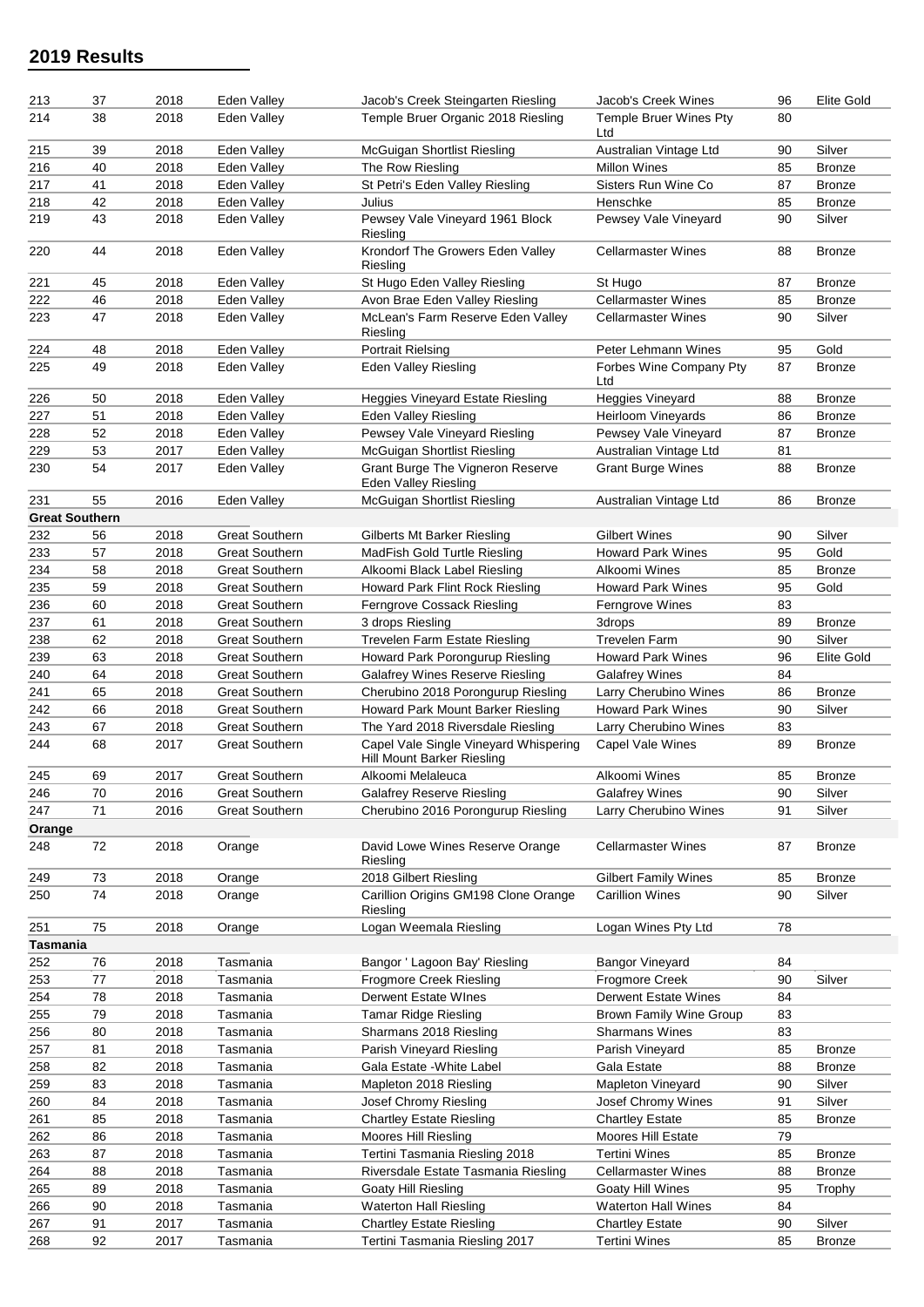## 2019 Results

| | | | | | | | |
|---|---|---|---|---|---|---|---|
| 213 | 37 | 2018 | Eden Valley | Jacob's Creek Steingarten Riesling | Jacob's Creek Wines | 96 | Elite Gold |
| 214 | 38 | 2018 | Eden Valley | Temple Bruer Organic 2018 Riesling | Temple Bruer Wines Pty Ltd | 80 | |
| 215 | 39 | 2018 | Eden Valley | McGuigan Shortlist Riesling | Australian Vintage Ltd | 90 | Silver |
| 216 | 40 | 2018 | Eden Valley | The Row Riesling | Millon Wines | 85 | Bronze |
| 217 | 41 | 2018 | Eden Valley | St Petri's Eden Valley Riesling | Sisters Run Wine Co | 87 | Bronze |
| 218 | 42 | 2018 | Eden Valley | Julius | Henschke | 85 | Bronze |
| 219 | 43 | 2018 | Eden Valley | Pewsey Vale Vineyard 1961 Block Riesling | Pewsey Vale Vineyard | 90 | Silver |
| 220 | 44 | 2018 | Eden Valley | Krondorf The Growers Eden Valley Riesling | Cellarmaster Wines | 88 | Bronze |
| 221 | 45 | 2018 | Eden Valley | St Hugo Eden Valley Riesling | St Hugo | 87 | Bronze |
| 222 | 46 | 2018 | Eden Valley | Avon Brae Eden Valley Riesling | Cellarmaster Wines | 85 | Bronze |
| 223 | 47 | 2018 | Eden Valley | McLean's Farm Reserve Eden Valley Riesling | Cellarmaster Wines | 90 | Silver |
| 224 | 48 | 2018 | Eden Valley | Portrait Rielsing | Peter Lehmann Wines | 95 | Gold |
| 225 | 49 | 2018 | Eden Valley | Eden Valley Riesling | Forbes Wine Company Pty Ltd | 87 | Bronze |
| 226 | 50 | 2018 | Eden Valley | Heggies Vineyard Estate Riesling | Heggies Vineyard | 88 | Bronze |
| 227 | 51 | 2018 | Eden Valley | Eden Valley Riesling | Heirloom Vineyards | 86 | Bronze |
| 228 | 52 | 2018 | Eden Valley | Pewsey Vale Vineyard Riesling | Pewsey Vale Vineyard | 87 | Bronze |
| 229 | 53 | 2017 | Eden Valley | McGuigan Shortlist Riesling | Australian Vintage Ltd | 81 | |
| 230 | 54 | 2017 | Eden Valley | Grant Burge The Vigneron Reserve Eden Valley Riesling | Grant Burge Wines | 88 | Bronze |
| 231 | 55 | 2016 | Eden Valley | McGuigan Shortlist Riesling | Australian Vintage Ltd | 86 | Bronze |
| **Great Southern** | | | | | | | |
| 232 | 56 | 2018 | Great Southern | Gilberts Mt Barker Riesling | Gilbert Wines | 90 | Silver |
| 233 | 57 | 2018 | Great Southern | MadFish Gold Turtle Riesling | Howard Park Wines | 95 | Gold |
| 234 | 58 | 2018 | Great Southern | Alkoomi Black Label Riesling | Alkoomi Wines | 85 | Bronze |
| 235 | 59 | 2018 | Great Southern | Howard Park Flint Rock Riesling | Howard Park Wines | 95 | Gold |
| 236 | 60 | 2018 | Great Southern | Ferngrove Cossack Riesling | Ferngrove Wines | 83 | |
| 237 | 61 | 2018 | Great Southern | 3 drops Riesling | 3drops | 89 | Bronze |
| 238 | 62 | 2018 | Great Southern | Trevelen Farm Estate Riesling | Trevelen Farm | 90 | Silver |
| 239 | 63 | 2018 | Great Southern | Howard Park Porongurup Riesling | Howard Park Wines | 96 | Elite Gold |
| 240 | 64 | 2018 | Great Southern | Galafrey Wines Reserve Riesling | Galafrey Wines | 84 | |
| 241 | 65 | 2018 | Great Southern | Cherubino 2018 Porongurup Riesling | Larry Cherubino Wines | 86 | Bronze |
| 242 | 66 | 2018 | Great Southern | Howard Park Mount Barker Riesling | Howard Park Wines | 90 | Silver |
| 243 | 67 | 2018 | Great Southern | The Yard 2018 Riversdale Riesling | Larry Cherubino Wines | 83 | |
| 244 | 68 | 2017 | Great Southern | Capel Vale Single Vineyard Whispering Hill Mount Barker Riesling | Capel Vale Wines | 89 | Bronze |
| 245 | 69 | 2017 | Great Southern | Alkoomi Melaleuca | Alkoomi Wines | 85 | Bronze |
| 246 | 70 | 2016 | Great Southern | Galafrey Reserve Riesling | Galafrey Wines | 90 | Silver |
| 247 | 71 | 2016 | Great Southern | Cherubino 2016 Porongurup Riesling | Larry Cherubino Wines | 91 | Silver |
| **Orange** | | | | | | | |
| 248 | 72 | 2018 | Orange | David Lowe Wines Reserve Orange Riesling | Cellarmaster Wines | 87 | Bronze |
| 249 | 73 | 2018 | Orange | 2018 Gilbert Riesling | Gilbert Family Wines | 85 | Bronze |
| 250 | 74 | 2018 | Orange | Carillion Origins GM198 Clone Orange Riesling | Carillion Wines | 90 | Silver |
| 251 | 75 | 2018 | Orange | Logan Weemala Riesling | Logan Wines Pty Ltd | 78 | |
| **Tasmania** | | | | | | | |
| 252 | 76 | 2018 | Tasmania | Bangor ' Lagoon Bay' Riesling | Bangor Vineyard | 84 | |
| 253 | 77 | 2018 | Tasmania | Frogmore Creek Riesling | Frogmore Creek | 90 | Silver |
| 254 | 78 | 2018 | Tasmania | Derwent Estate WInes | Derwent Estate Wines | 84 | |
| 255 | 79 | 2018 | Tasmania | Tamar Ridge Riesling | Brown Family Wine Group | 83 | |
| 256 | 80 | 2018 | Tasmania | Sharmans 2018 Riesling | Sharmans Wines | 83 | |
| 257 | 81 | 2018 | Tasmania | Parish Vineyard Riesling | Parish Vineyard | 85 | Bronze |
| 258 | 82 | 2018 | Tasmania | Gala Estate -White Label | Gala Estate | 88 | Bronze |
| 259 | 83 | 2018 | Tasmania | Mapleton 2018 Riesling | Mapleton Vineyard | 90 | Silver |
| 260 | 84 | 2018 | Tasmania | Josef Chromy Riesling | Josef Chromy Wines | 91 | Silver |
| 261 | 85 | 2018 | Tasmania | Chartley Estate Riesling | Chartley Estate | 85 | Bronze |
| 262 | 86 | 2018 | Tasmania | Moores Hill Riesling | Moores Hill Estate | 79 | |
| 263 | 87 | 2018 | Tasmania | Tertini Tasmania Riesling 2018 | Tertini Wines | 85 | Bronze |
| 264 | 88 | 2018 | Tasmania | Riversdale Estate Tasmania Riesling | Cellarmaster Wines | 88 | Bronze |
| 265 | 89 | 2018 | Tasmania | Goaty Hill Riesling | Goaty Hill Wines | 95 | Trophy |
| 266 | 90 | 2018 | Tasmania | Waterton Hall Riesling | Waterton Hall Wines | 84 | |
| 267 | 91 | 2017 | Tasmania | Chartley Estate Riesling | Chartley Estate | 90 | Silver |
| 268 | 92 | 2017 | Tasmania | Tertini Tasmania Riesling 2017 | Tertini Wines | 85 | Bronze |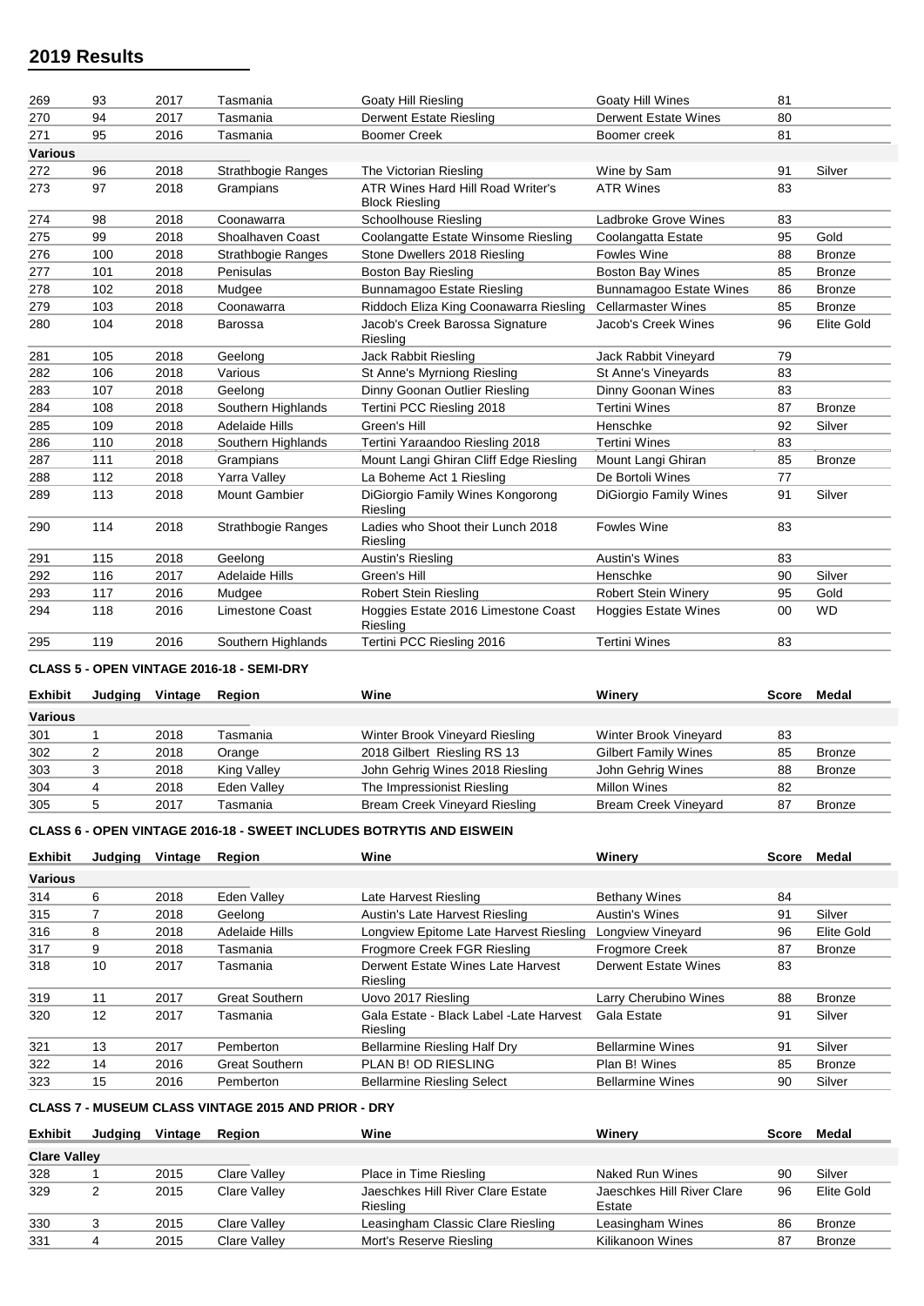## 2019 Results

| | | | | | | | |
|---|---|---|---|---|---|---|---|
| 269 | 93 | 2017 | Tasmania | Goaty Hill Riesling | Goaty Hill Wines | 81 | |
| 270 | 94 | 2017 | Tasmania | Derwent Estate Riesling | Derwent Estate Wines | 80 | |
| 271 | 95 | 2016 | Tasmania | Boomer Creek | Boomer creek | 81 | |
| **Various** | | | | | | | |
| 272 | 96 | 2018 | Strathbogie Ranges | The Victorian Riesling | Wine by Sam | 91 | Silver |
| 273 | 97 | 2018 | Grampians | ATR Wines Hard Hill Road Writer's Block Riesling | ATR Wines | 83 | |
| 274 | 98 | 2018 | Coonawarra | Schoolhouse Riesling | Ladbroke Grove Wines | 83 | |
| 275 | 99 | 2018 | Shoalhaven Coast | Coolangatte Estate Winsome Riesling | Coolangatta Estate | 95 | Gold |
| 276 | 100 | 2018 | Strathbogie Ranges | Stone Dwellers 2018 Riesling | Fowles Wine | 88 | Bronze |
| 277 | 101 | 2018 | Penisulas | Boston Bay Riesling | Boston Bay Wines | 85 | Bronze |
| 278 | 102 | 2018 | Mudgee | Bunnamagoo Estate Riesling | Bunnamagoo Estate Wines | 86 | Bronze |
| 279 | 103 | 2018 | Coonawarra | Riddoch Eliza King Coonawarra Riesling | Cellarmaster Wines | 85 | Bronze |
| 280 | 104 | 2018 | Barossa | Jacob's Creek Barossa Signature Riesling | Jacob's Creek Wines | 96 | Elite Gold |
| 281 | 105 | 2018 | Geelong | Jack Rabbit Riesling | Jack Rabbit Vineyard | 79 | |
| 282 | 106 | 2018 | Various | St Anne's Myrniong Riesling | St Anne's Vineyards | 83 | |
| 283 | 107 | 2018 | Geelong | Dinny Goonan Outlier Riesling | Dinny Goonan Wines | 83 | |
| 284 | 108 | 2018 | Southern Highlands | Tertini PCC Riesling 2018 | Tertini Wines | 87 | Bronze |
| 285 | 109 | 2018 | Adelaide Hills | Green's Hill | Henschke | 92 | Silver |
| 286 | 110 | 2018 | Southern Highlands | Tertini Yaraandoo Riesling 2018 | Tertini Wines | 83 | |
| 287 | 111 | 2018 | Grampians | Mount Langi Ghiran Cliff Edge Riesling | Mount Langi Ghiran | 85 | Bronze |
| 288 | 112 | 2018 | Yarra Valley | La Boheme Act 1 Riesling | De Bortoli Wines | 77 | |
| 289 | 113 | 2018 | Mount Gambier | DiGiorgio Family Wines Kongorong Riesling | DiGiorgio Family Wines | 91 | Silver |
| 290 | 114 | 2018 | Strathbogie Ranges | Ladies who Shoot their Lunch 2018 Riesling | Fowles Wine | 83 | |
| 291 | 115 | 2018 | Geelong | Austin's Riesling | Austin's Wines | 83 | |
| 292 | 116 | 2017 | Adelaide Hills | Green's Hill | Henschke | 90 | Silver |
| 293 | 117 | 2016 | Mudgee | Robert Stein Riesling | Robert Stein Winery | 95 | Gold |
| 294 | 118 | 2016 | Limestone Coast | Hoggies Estate 2016 Limestone Coast Riesling | Hoggies Estate Wines | 00 | WD |
| 295 | 119 | 2016 | Southern Highlands | Tertini PCC Riesling 2016 | Tertini Wines | 83 | |

### CLASS 5 - OPEN VINTAGE 2016-18 - SEMI-DRY

| Exhibit | Judging | Vintage | Region | Wine | Winery | Score | Medal |
|---|---|---|---|---|---|---|---|
| **Various** | | | | | | | |
| 301 | 1 | 2018 | Tasmania | Winter Brook Vineyard Riesling | Winter Brook Vineyard | 83 | |
| 302 | 2 | 2018 | Orange | 2018 Gilbert Riesling RS 13 | Gilbert Family Wines | 85 | Bronze |
| 303 | 3 | 2018 | King Valley | John Gehrig Wines 2018 Riesling | John Gehrig Wines | 88 | Bronze |
| 304 | 4 | 2018 | Eden Valley | The Impressionist Riesling | Millon Wines | 82 | |
| 305 | 5 | 2017 | Tasmania | Bream Creek Vineyard Riesling | Bream Creek Vineyard | 87 | Bronze |

### CLASS 6 - OPEN VINTAGE 2016-18 - SWEET INCLUDES BOTRYTIS AND EISWEIN

| Exhibit | Judging | Vintage | Region | Wine | Winery | Score | Medal |
|---|---|---|---|---|---|---|---|
| **Various** | | | | | | | |
| 314 | 6 | 2018 | Eden Valley | Late Harvest Riesling | Bethany Wines | 84 | |
| 315 | 7 | 2018 | Geelong | Austin's Late Harvest Riesling | Austin's Wines | 91 | Silver |
| 316 | 8 | 2018 | Adelaide Hills | Longview Epitome Late Harvest Riesling | Longview Vineyard | 96 | Elite Gold |
| 317 | 9 | 2018 | Tasmania | Frogmore Creek FGR Riesling | Frogmore Creek | 87 | Bronze |
| 318 | 10 | 2017 | Tasmania | Derwent Estate Wines Late Harvest Riesling | Derwent Estate Wines | 83 | |
| 319 | 11 | 2017 | Great Southern | Uovo 2017 Riesling | Larry Cherubino Wines | 88 | Bronze |
| 320 | 12 | 2017 | Tasmania | Gala Estate - Black Label -Late Harvest Riesling | Gala Estate | 91 | Silver |
| 321 | 13 | 2017 | Pemberton | Bellarmine Riesling Half Dry | Bellarmine Wines | 91 | Silver |
| 322 | 14 | 2016 | Great Southern | PLAN B! OD RIESLING | Plan B! Wines | 85 | Bronze |
| 323 | 15 | 2016 | Pemberton | Bellarmine Riesling Select | Bellarmine Wines | 90 | Silver |

### CLASS 7 - MUSEUM CLASS VINTAGE 2015 AND PRIOR - DRY

| Exhibit | Judging | Vintage | Region | Wine | Winery | Score | Medal |
|---|---|---|---|---|---|---|---|
| **Clare Valley** | | | | | | | |
| 328 | 1 | 2015 | Clare Valley | Place in Time Riesling | Naked Run Wines | 90 | Silver |
| 329 | 2 | 2015 | Clare Valley | Jaeschkes Hill River Clare Estate Riesling | Jaeschkes Hill River Clare Estate | 96 | Elite Gold |
| 330 | 3 | 2015 | Clare Valley | Leasingham Classic Clare Riesling | Leasingham Wines | 86 | Bronze |
| 331 | 4 | 2015 | Clare Valley | Mort's Reserve Riesling | Kilikanoon Wines | 87 | Bronze |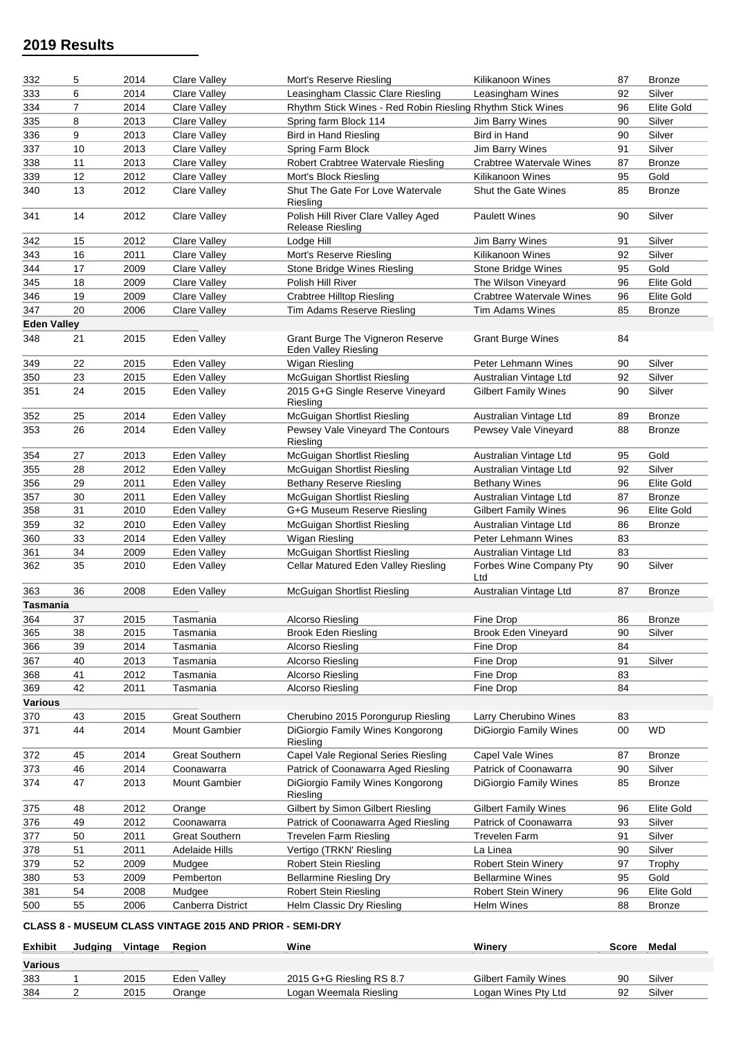## 2019 Results

| Exhibit | Judging | Vintage | Region | Wine | Winery | Score | Medal |
|---|---|---|---|---|---|---|---|
| 332 | 5 | 2014 | Clare Valley | Mort's Reserve Riesling | Kilikanoon Wines | 87 | Bronze |
| 333 | 6 | 2014 | Clare Valley | Leasingham Classic Clare Riesling | Leasingham Wines | 92 | Silver |
| 334 | 7 | 2014 | Clare Valley | Rhythm Stick Wines - Red Robin Riesling | Rhythm Stick Wines | 96 | Elite Gold |
| 335 | 8 | 2013 | Clare Valley | Spring farm Block 114 | Jim Barry Wines | 90 | Silver |
| 336 | 9 | 2013 | Clare Valley | Bird in Hand Riesling | Bird in Hand | 90 | Silver |
| 337 | 10 | 2013 | Clare Valley | Spring Farm Block | Jim Barry Wines | 91 | Silver |
| 338 | 11 | 2013 | Clare Valley | Robert Crabtree Watervale Riesling | Crabtree Watervale Wines | 87 | Bronze |
| 339 | 12 | 2012 | Clare Valley | Mort's Block Riesling | Kilikanoon Wines | 95 | Gold |
| 340 | 13 | 2012 | Clare Valley | Shut The Gate For Love Watervale Riesling | Shut the Gate Wines | 85 | Bronze |
| 341 | 14 | 2012 | Clare Valley | Polish Hill River Clare Valley Aged Release Riesling | Paulett Wines | 90 | Silver |
| 342 | 15 | 2012 | Clare Valley | Lodge Hill | Jim Barry Wines | 91 | Silver |
| 343 | 16 | 2011 | Clare Valley | Mort's Reserve Riesling | Kilikanoon Wines | 92 | Silver |
| 344 | 17 | 2009 | Clare Valley | Stone Bridge Wines Riesling | Stone Bridge Wines | 95 | Gold |
| 345 | 18 | 2009 | Clare Valley | Polish Hill River | The Wilson Vineyard | 96 | Elite Gold |
| 346 | 19 | 2009 | Clare Valley | Crabtree Hilltop Riesling | Crabtree Watervale Wines | 96 | Elite Gold |
| 347 | 20 | 2006 | Clare Valley | Tim Adams Reserve Riesling | Tim Adams Wines | 85 | Bronze |
| **Eden Valley** | | | | | | | |
| 348 | 21 | 2015 | Eden Valley | Grant Burge The Vigneron Reserve Eden Valley Riesling | Grant Burge Wines | 84 | |
| 349 | 22 | 2015 | Eden Valley | Wigan Riesling | Peter Lehmann Wines | 90 | Silver |
| 350 | 23 | 2015 | Eden Valley | McGuigan Shortlist Riesling | Australian Vintage Ltd | 92 | Silver |
| 351 | 24 | 2015 | Eden Valley | 2015 G+G Single Reserve Vineyard Riesling | Gilbert Family Wines | 90 | Silver |
| 352 | 25 | 2014 | Eden Valley | McGuigan Shortlist Riesling | Australian Vintage Ltd | 89 | Bronze |
| 353 | 26 | 2014 | Eden Valley | Pewsey Vale Vineyard The Contours Riesling | Pewsey Vale Vineyard | 88 | Bronze |
| 354 | 27 | 2013 | Eden Valley | McGuigan Shortlist Riesling | Australian Vintage Ltd | 95 | Gold |
| 355 | 28 | 2012 | Eden Valley | McGuigan Shortlist Riesling | Australian Vintage Ltd | 92 | Silver |
| 356 | 29 | 2011 | Eden Valley | Bethany Reserve Riesling | Bethany Wines | 96 | Elite Gold |
| 357 | 30 | 2011 | Eden Valley | McGuigan Shortlist Riesling | Australian Vintage Ltd | 87 | Bronze |
| 358 | 31 | 2010 | Eden Valley | G+G Museum Reserve Riesling | Gilbert Family Wines | 96 | Elite Gold |
| 359 | 32 | 2010 | Eden Valley | McGuigan Shortlist Riesling | Australian Vintage Ltd | 86 | Bronze |
| 360 | 33 | 2014 | Eden Valley | Wigan Riesling | Peter Lehmann Wines | 83 | |
| 361 | 34 | 2009 | Eden Valley | McGuigan Shortlist Riesling | Australian Vintage Ltd | 83 | |
| 362 | 35 | 2010 | Eden Valley | Cellar Matured Eden Valley Riesling | Forbes Wine Company Pty Ltd | 90 | Silver |
| 363 | 36 | 2008 | Eden Valley | McGuigan Shortlist Riesling | Australian Vintage Ltd | 87 | Bronze |
| **Tasmania** | | | | | | | |
| 364 | 37 | 2015 | Tasmania | Alcorso Riesling | Fine Drop | 86 | Bronze |
| 365 | 38 | 2015 | Tasmania | Brook Eden Riesling | Brook Eden Vineyard | 90 | Silver |
| 366 | 39 | 2014 | Tasmania | Alcorso Riesling | Fine Drop | 84 | |
| 367 | 40 | 2013 | Tasmania | Alcorso Riesling | Fine Drop | 91 | Silver |
| 368 | 41 | 2012 | Tasmania | Alcorso Riesling | Fine Drop | 83 | |
| 369 | 42 | 2011 | Tasmania | Alcorso Riesling | Fine Drop | 84 | |
| **Various** | | | | | | | |
| 370 | 43 | 2015 | Great Southern | Cherubino 2015 Porongurup Riesling | Larry Cherubino Wines | 83 | |
| 371 | 44 | 2014 | Mount Gambier | DiGiorgio Family Wines Kongorong Riesling | DiGiorgio Family Wines | 00 | WD |
| 372 | 45 | 2014 | Great Southern | Capel Vale Regional Series Riesling | Capel Vale Wines | 87 | Bronze |
| 373 | 46 | 2014 | Coonawarra | Patrick of Coonawarra Aged Riesling | Patrick of Coonawarra | 90 | Silver |
| 374 | 47 | 2013 | Mount Gambier | DiGiorgio Family Wines Kongorong Riesling | DiGiorgio Family Wines | 85 | Bronze |
| 375 | 48 | 2012 | Orange | Gilbert by Simon Gilbert Riesling | Gilbert Family Wines | 96 | Elite Gold |
| 376 | 49 | 2012 | Coonawarra | Patrick of Coonawarra Aged Riesling | Patrick of Coonawarra | 93 | Silver |
| 377 | 50 | 2011 | Great Southern | Trevelen Farm Riesling | Trevelen Farm | 91 | Silver |
| 378 | 51 | 2011 | Adelaide Hills | Vertigo (TRKN' Riesling | La Linea | 90 | Silver |
| 379 | 52 | 2009 | Mudgee | Robert Stein Riesling | Robert Stein Winery | 97 | Trophy |
| 380 | 53 | 2009 | Pemberton | Bellarmine Riesling Dry | Bellarmine Wines | 95 | Gold |
| 381 | 54 | 2008 | Mudgee | Robert Stein Riesling | Robert Stein Winery | 96 | Elite Gold |
| 500 | 55 | 2006 | Canberra District | Helm Classic Dry Riesling | Helm Wines | 88 | Bronze |

### CLASS 8 - MUSEUM CLASS VINTAGE 2015 AND PRIOR - SEMI-DRY

| Exhibit | Judging | Vintage | Region | Wine | Winery | Score | Medal |
|---|---|---|---|---|---|---|---|
| **Various** | | | | | | | |
| 383 | 1 | 2015 | Eden Valley | 2015 G+G Riesling RS 8.7 | Gilbert Family Wines | 90 | Silver |
| 384 | 2 | 2015 | Orange | Logan Weemala Riesling | Logan Wines Pty Ltd | 92 | Silver |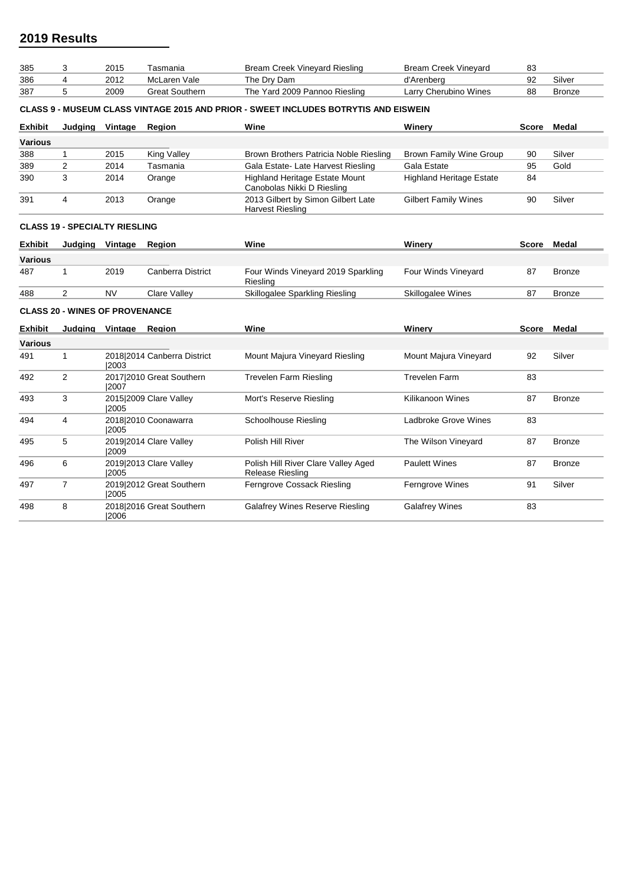## 2019 Results

| Exhibit | Judging | Vintage | Region | Wine | Winery | Score | Medal |
|---|---|---|---|---|---|---|---|
| 385 | 3 | 2015 | Tasmania | Bream Creek Vineyard Riesling | Bream Creek Vineyard | 83 | |
| 386 | 4 | 2012 | McLaren Vale | The Dry Dam | d'Arenberg | 92 | Silver |
| 387 | 5 | 2009 | Great Southern | The Yard 2009 Pannoo Riesling | Larry Cherubino Wines | 88 | Bronze |

**CLASS 9 - MUSEUM CLASS VINTAGE 2015 AND PRIOR - SWEET INCLUDES BOTRYTIS AND EISWEIN**

| Exhibit | Judging | Vintage | Region | Wine | Winery | Score | Medal |
|---|---|---|---|---|---|---|---|
| **Various** | | | | | | | |
| 388 | 1 | 2015 | King Valley | Brown Brothers Patricia Noble Riesling | Brown Family Wine Group | 90 | Silver |
| 389 | 2 | 2014 | Tasmania | Gala Estate- Late Harvest Riesling | Gala Estate | 95 | Gold |
| 390 | 3 | 2014 | Orange | Highland Heritage Estate Mount Canobolas Nikki D Riesling | Highland Heritage Estate | 84 | |
| 391 | 4 | 2013 | Orange | 2013 Gilbert by Simon Gilbert Late Harvest Riesling | Gilbert Family Wines | 90 | Silver |

**CLASS 19 - SPECIALTY RIESLING**

| Exhibit | Judging | Vintage | Region | Wine | Winery | Score | Medal |
|---|---|---|---|---|---|---|---|
| **Various** | | | | | | | |
| 487 | 1 | 2019 | Canberra District | Four Winds Vineyard 2019 Sparkling Riesling | Four Winds Vineyard | 87 | Bronze |
| 488 | 2 | NV | Clare Valley | Skillogalee Sparkling Riesling | Skillogalee Wines | 87 | Bronze |

**CLASS 20 - WINES OF PROVENANCE**

| Exhibit | Judging | Vintage | Region | Wine | Winery | Score | Medal |
|---|---|---|---|---|---|---|---|
| **Various** | | | | | | | |
| 491 | 1 | 2018\|2014 \|2003 | Canberra District | Mount Majura Vineyard Riesling | Mount Majura Vineyard | 92 | Silver |
| 492 | 2 | 2017\|2010 \|2007 | Great Southern | Trevelen Farm Riesling | Trevelen Farm | 83 | |
| 493 | 3 | 2015\|2009 \|2005 | Clare Valley | Mort's Reserve Riesling | Kilikanoon Wines | 87 | Bronze |
| 494 | 4 | 2018\|2010 \|2005 | Coonawarra | Schoolhouse Riesling | Ladbroke Grove Wines | 83 | |
| 495 | 5 | 2019\|2014 \|2009 | Clare Valley | Polish Hill River | The Wilson Vineyard | 87 | Bronze |
| 496 | 6 | 2019\|2013 \|2005 | Clare Valley | Polish Hill River Clare Valley Aged Release Riesling | Paulett Wines | 87 | Bronze |
| 497 | 7 | 2019\|2012 \|2005 | Great Southern | Ferngrove Cossack Riesling | Ferngrove Wines | 91 | Silver |
| 498 | 8 | 2018\|2016 \|2006 | Great Southern | Galafrey Wines Reserve Riesling | Galafrey Wines | 83 | |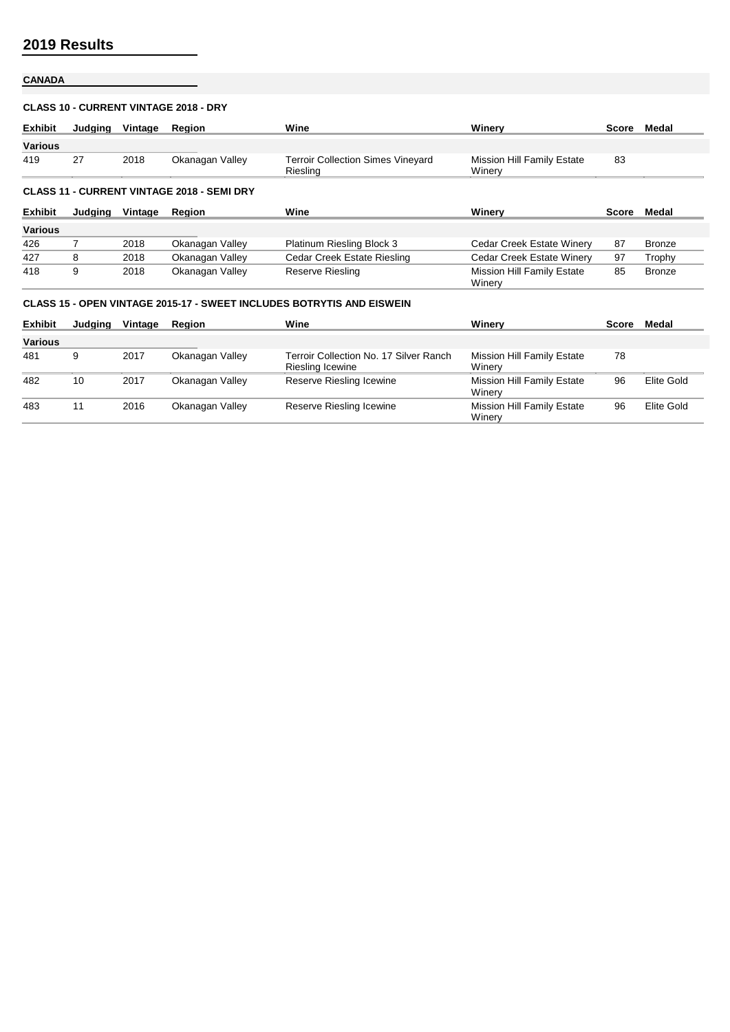## 2019 Results

### CANADA

#### CLASS 10 - CURRENT VINTAGE 2018 - DRY

| Exhibit | Judging | Vintage | Region | Wine | Winery | Score | Medal |
|---|---|---|---|---|---|---|---|
| **Various** | | | | | | | |
| 419 | 27 | 2018 | Okanagan Valley | Terroir Collection Simes Vineyard Riesling | Mission Hill Family Estate Winery | 83 | |

#### CLASS 11 - CURRENT VINTAGE 2018 - SEMI DRY

| Exhibit | Judging | Vintage | Region | Wine | Winery | Score | Medal |
|---|---|---|---|---|---|---|---|
| **Various** | | | | | | | |
| 426 | 7 | 2018 | Okanagan Valley | Platinum Riesling Block 3 | Cedar Creek Estate Winery | 87 | Bronze |
| 427 | 8 | 2018 | Okanagan Valley | Cedar Creek Estate Riesling | Cedar Creek Estate Winery | 97 | Trophy |
| 418 | 9 | 2018 | Okanagan Valley | Reserve Riesling | Mission Hill Family Estate Winery | 85 | Bronze |

#### CLASS 15 - OPEN VINTAGE 2015-17 - SWEET INCLUDES BOTRYTIS AND EISWEIN

| Exhibit | Judging | Vintage | Region | Wine | Winery | Score | Medal |
|---|---|---|---|---|---|---|---|
| **Various** | | | | | | | |
| 481 | 9 | 2017 | Okanagan Valley | Terroir Collection No. 17 Silver Ranch Riesling Icewine | Mission Hill Family Estate Winery | 78 | |
| 482 | 10 | 2017 | Okanagan Valley | Reserve Riesling Icewine | Mission Hill Family Estate Winery | 96 | Elite Gold |
| 483 | 11 | 2016 | Okanagan Valley | Reserve Riesling Icewine | Mission Hill Family Estate Winery | 96 | Elite Gold |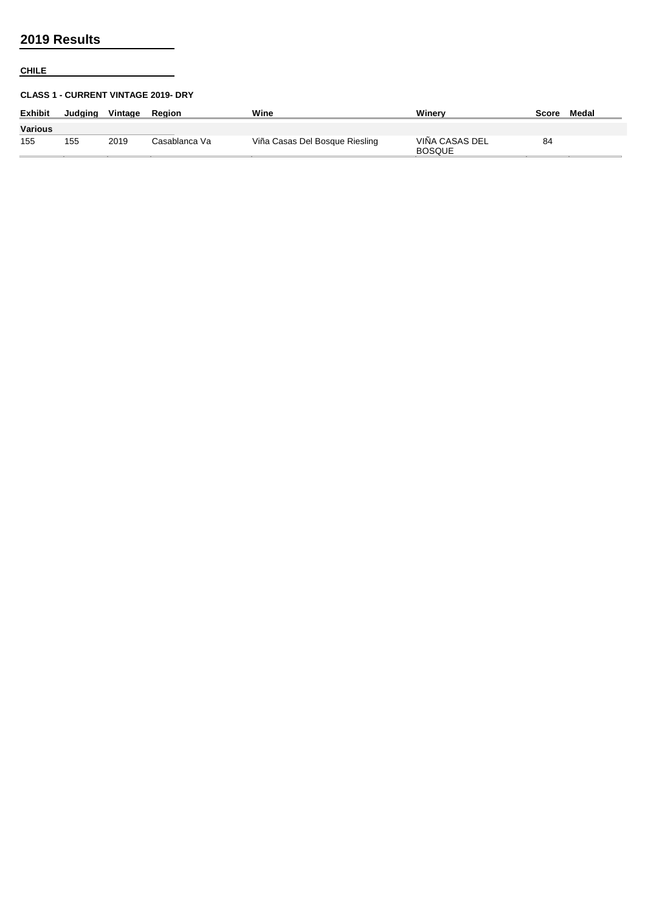## 2019 Results

**CHILE**

**CLASS 1 - CURRENT VINTAGE 2019- DRY**

| Exhibit | Judging | Vintage | Region | Wine | Winery | Score | Medal |
|---|---|---|---|---|---|---|---|
| **Various** | | | | | | | |
| 155 | 155 | 2019 | Casablanca Va | Viña Casas Del Bosque Riesling | VIÑA CASAS DEL BOSQUE | 84 | |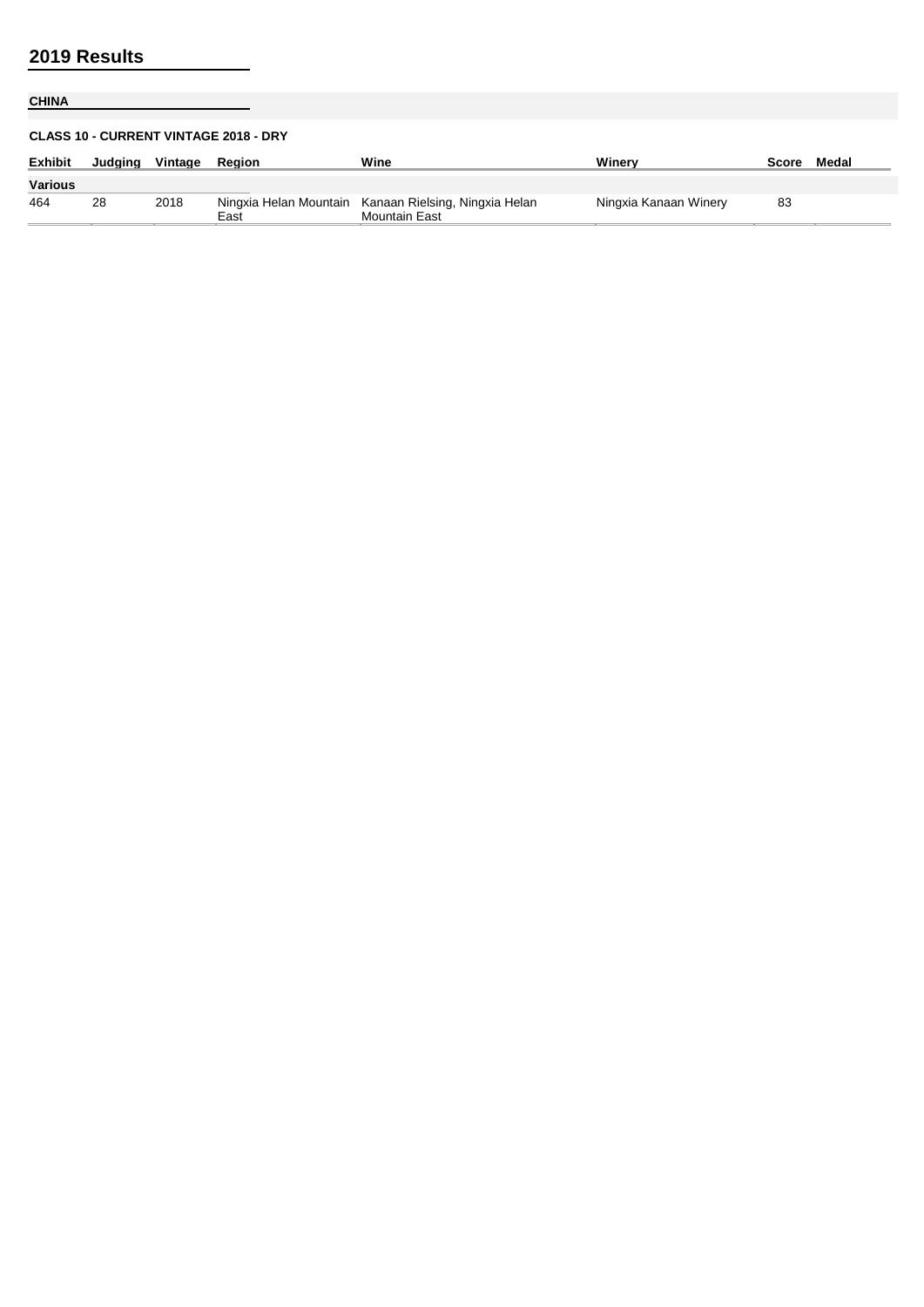## 2019 Results

**CHINA**

**CLASS 10 - CURRENT VINTAGE 2018 - DRY**

| Exhibit | Judging | Vintage | Region | Wine | Winery | Score | Medal |
|---|---|---|---|---|---|---|---|
| **Various** | | | | | | | |
| 464 | 28 | 2018 | Ningxia Helan Mountain East | Kanaan Rielsing, Ningxia Helan Mountain East | Ningxia Kanaan Winery | 83 | |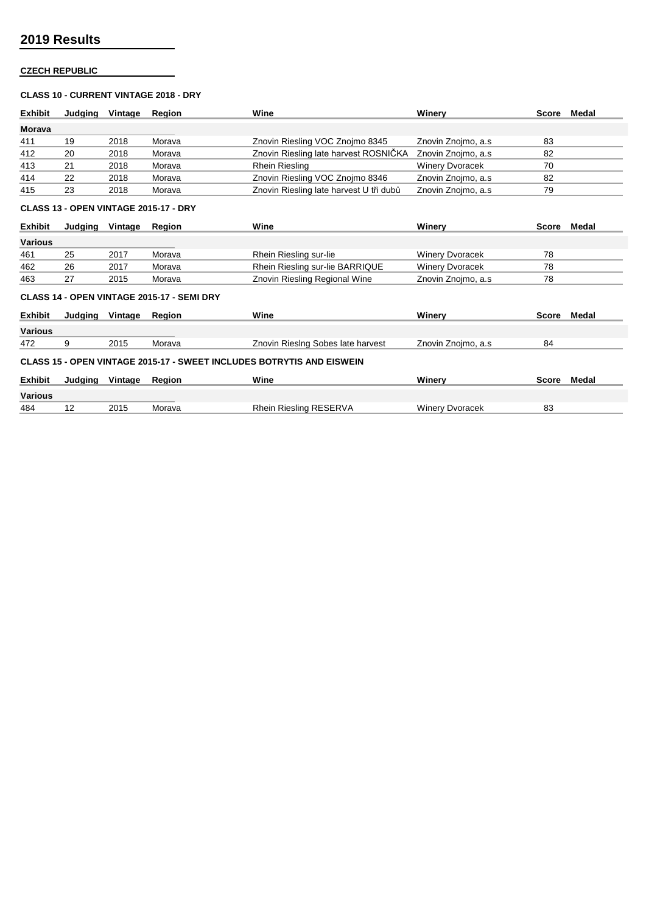## 2019 Results

**CZECH REPUBLIC**

**CLASS 10 - CURRENT VINTAGE 2018 - DRY**

| Exhibit | Judging | Vintage | Region | Wine | Winery | Score | Medal |
|---|---|---|---|---|---|---|---|
| **Morava** | | | | | | | |
| 411 | 19 | 2018 | Morava | Znovin Riesling VOC Znojmo 8345 | Znovin Znojmo, a.s | 83 | |
| 412 | 20 | 2018 | Morava | Znovin Riesling late harvest ROSNIČKA | Znovin Znojmo, a.s | 82 | |
| 413 | 21 | 2018 | Morava | Rhein Riesling | Winery Dvoracek | 70 | |
| 414 | 22 | 2018 | Morava | Znovin Riesling VOC Znojmo 8346 | Znovin Znojmo, a.s | 82 | |
| 415 | 23 | 2018 | Morava | Znovin Riesling late harvest U tří dubů | Znovin Znojmo, a.s | 79 | |

**CLASS 13 - OPEN VINTAGE 2015-17 - DRY**

| Exhibit | Judging | Vintage | Region | Wine | Winery | Score | Medal |
|---|---|---|---|---|---|---|---|
| **Various** | | | | | | | |
| 461 | 25 | 2017 | Morava | Rhein Riesling sur-lie | Winery Dvoracek | 78 | |
| 462 | 26 | 2017 | Morava | Rhein Riesling sur-lie BARRIQUE | Winery Dvoracek | 78 | |
| 463 | 27 | 2015 | Morava | Znovin Riesling Regional Wine | Znovin Znojmo, a.s | 78 | |

**CLASS 14 - OPEN VINTAGE 2015-17 - SEMI DRY**

| Exhibit | Judging | Vintage | Region | Wine | Winery | Score | Medal |
|---|---|---|---|---|---|---|---|
| **Various** | | | | | | | |
| 472 | 9 | 2015 | Morava | Znovin Rieslng Sobes late harvest | Znovin Znojmo, a.s | 84 | |

**CLASS 15 - OPEN VINTAGE 2015-17 - SWEET INCLUDES BOTRYTIS AND EISWEIN**

| Exhibit | Judging | Vintage | Region | Wine | Winery | Score | Medal |
|---|---|---|---|---|---|---|---|
| **Various** | | | | | | | |
| 484 | 12 | 2015 | Morava | Rhein Riesling RESERVA | Winery Dvoracek | 83 | |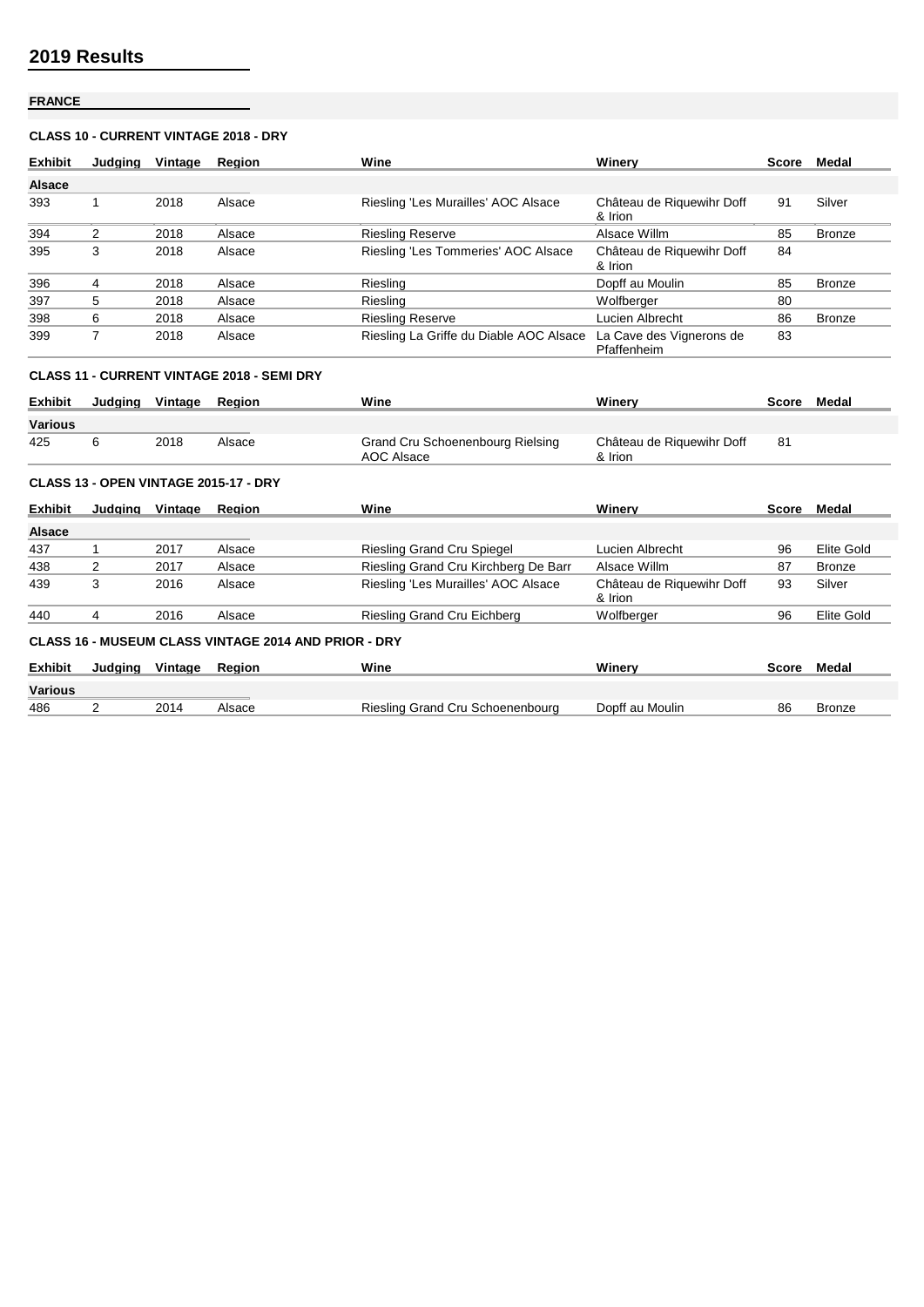## 2019 Results

**FRANCE**

**CLASS 10 - CURRENT VINTAGE 2018 - DRY**

| Exhibit | Judging | Vintage | Region | Wine | Winery | Score | Medal |
|---|---|---|---|---|---|---|---|
| **Alsace** | | | | | | | |
| 393 | 1 | 2018 | Alsace | Riesling 'Les Murailles' AOC Alsace | Château de Riquewihr Doff & Irion | 91 | Silver |
| 394 | 2 | 2018 | Alsace | Riesling Reserve | Alsace Willm | 85 | Bronze |
| 395 | 3 | 2018 | Alsace | Riesling 'Les Tommeries' AOC Alsace | Château de Riquewihr Doff & Irion | 84 | |
| 396 | 4 | 2018 | Alsace | Riesling | Dopff au Moulin | 85 | Bronze |
| 397 | 5 | 2018 | Alsace | Riesling | Wolfberger | 80 | |
| 398 | 6 | 2018 | Alsace | Riesling Reserve | Lucien Albrecht | 86 | Bronze |
| 399 | 7 | 2018 | Alsace | Riesling La Griffe du Diable AOC Alsace | La Cave des Vignerons de Pfaffenheim | 83 | |

**CLASS 11 - CURRENT VINTAGE 2018 - SEMI DRY**

| Exhibit | Judging | Vintage | Region | Wine | Winery | Score | Medal |
|---|---|---|---|---|---|---|---|
| **Various** | | | | | | | |
| 425 | 6 | 2018 | Alsace | Grand Cru Schoenenbourg Rielsing AOC Alsace | Château de Riquewihr Doff & Irion | 81 | |

**CLASS 13 - OPEN VINTAGE 2015-17 - DRY**

| Exhibit | Judging | Vintage | Region | Wine | Winery | Score | Medal |
|---|---|---|---|---|---|---|---|
| **Alsace** | | | | | | | |
| 437 | 1 | 2017 | Alsace | Riesling Grand Cru Spiegel | Lucien Albrecht | 96 | Elite Gold |
| 438 | 2 | 2017 | Alsace | Riesling Grand Cru Kirchberg De Barr | Alsace Willm | 87 | Bronze |
| 439 | 3 | 2016 | Alsace | Riesling 'Les Murailles' AOC Alsace | Château de Riquewihr Doff & Irion | 93 | Silver |
| 440 | 4 | 2016 | Alsace | Riesling Grand Cru Eichberg | Wolfberger | 96 | Elite Gold |

**CLASS 16 - MUSEUM CLASS VINTAGE 2014 AND PRIOR - DRY**

| Exhibit | Judging | Vintage | Region | Wine | Winery | Score | Medal |
|---|---|---|---|---|---|---|---|
| **Various** | | | | | | | |
| 486 | 2 | 2014 | Alsace | Riesling Grand Cru Schoenenbourg | Dopff au Moulin | 86 | Bronze |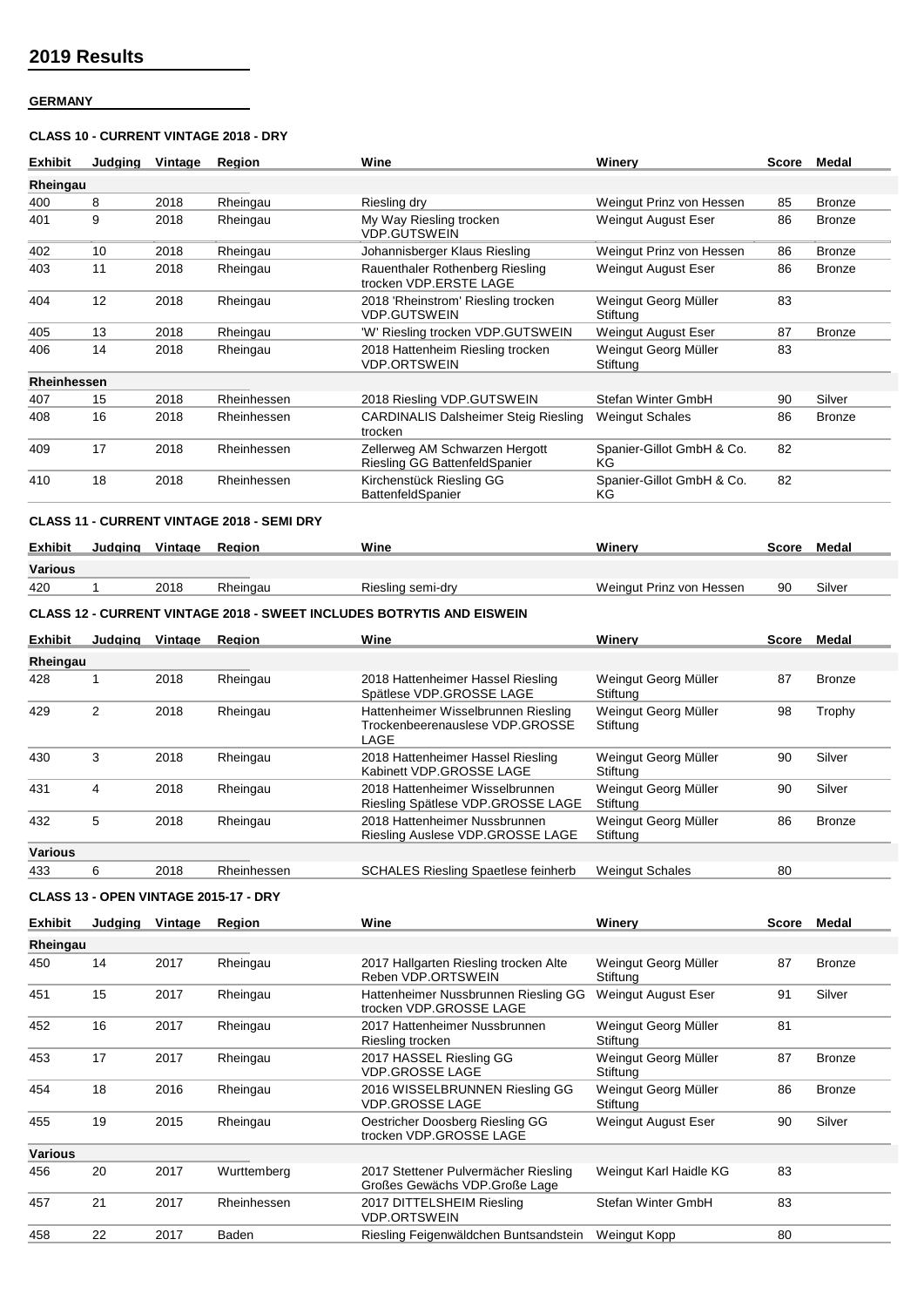# 2019 Results

## GERMANY

### CLASS 10 - CURRENT VINTAGE 2018 - DRY

| Exhibit | Judging | Vintage | Region | Wine | Winery | Score | Medal |
|---|---|---|---|---|---|---|---|
| **Rheingau** | | | | | | | |
| 400 | 8 | 2018 | Rheingau | Riesling dry | Weingut Prinz von Hessen | 85 | Bronze |
| 401 | 9 | 2018 | Rheingau | My Way Riesling trocken VDP.GUTSWEIN | Weingut August Eser | 86 | Bronze |
| 402 | 10 | 2018 | Rheingau | Johannisberger Klaus Riesling | Weingut Prinz von Hessen | 86 | Bronze |
| 403 | 11 | 2018 | Rheingau | Rauenthaler Rothenberg Riesling trocken VDP.ERSTE LAGE | Weingut August Eser | 86 | Bronze |
| 404 | 12 | 2018 | Rheingau | 2018 'Rheinstrom' Riesling trocken VDP.GUTSWEIN | Weingut Georg Müller Stiftung | 83 | |
| 405 | 13 | 2018 | Rheingau | 'W' Riesling trocken VDP.GUTSWEIN | Weingut August Eser | 87 | Bronze |
| 406 | 14 | 2018 | Rheingau | 2018 Hattenheim Riesling trocken VDP.ORTSWEIN | Weingut Georg Müller Stiftung | 83 | |
| **Rheinhessen** | | | | | | | |
| 407 | 15 | 2018 | Rheinhessen | 2018 Riesling VDP.GUTSWEIN | Stefan Winter GmbH | 90 | Silver |
| 408 | 16 | 2018 | Rheinhessen | CARDINALIS Dalsheimer Steig Riesling trocken | Weingut Schales | 86 | Bronze |
| 409 | 17 | 2018 | Rheinhessen | Zellerweg AM Schwarzen Hergott Riesling GG BattenfeldSpanier | Spanier-Gillot GmbH & Co. KG | 82 | |
| 410 | 18 | 2018 | Rheinhessen | Kirchenstück Riesling GG BattenfeldSpanier | Spanier-Gillot GmbH & Co. KG | 82 | |

### CLASS 11 - CURRENT VINTAGE 2018 - SEMI DRY

| Exhibit | Judging | Vintage | Region | Wine | Winery | Score | Medal |
|---|---|---|---|---|---|---|---|
| **Various** | | | | | | | |
| 420 | 1 | 2018 | Rheingau | Riesling semi-dry | Weingut Prinz von Hessen | 90 | Silver |

### CLASS 12 - CURRENT VINTAGE 2018 - SWEET INCLUDES BOTRYTIS AND EISWEIN

| Exhibit | Judging | Vintage | Region | Wine | Winery | Score | Medal |
|---|---|---|---|---|---|---|---|
| **Rheingau** | | | | | | | |
| 428 | 1 | 2018 | Rheingau | 2018 Hattenheimer Hassel Riesling Spätlese VDP.GROSSE LAGE | Weingut Georg Müller Stiftung | 87 | Bronze |
| 429 | 2 | 2018 | Rheingau | Hattenheimer Wisselbrunnen Riesling Trockenbeerenauslese VDP.GROSSE LAGE | Weingut Georg Müller Stiftung | 98 | Trophy |
| 430 | 3 | 2018 | Rheingau | 2018 Hattenheimer Hassel Riesling Kabinett VDP.GROSSE LAGE | Weingut Georg Müller Stiftung | 90 | Silver |
| 431 | 4 | 2018 | Rheingau | 2018 Hattenheimer Wisselbrunnen Riesling Spätlese VDP.GROSSE LAGE | Weingut Georg Müller Stiftung | 90 | Silver |
| 432 | 5 | 2018 | Rheingau | 2018 Hattenheimer Nussbrunnen Riesling Auslese VDP.GROSSE LAGE | Weingut Georg Müller Stiftung | 86 | Bronze |
| **Various** | | | | | | | |
| 433 | 6 | 2018 | Rheinhessen | SCHALES Riesling Spaetlese feinherb | Weingut Schales | 80 | |

### CLASS 13 - OPEN VINTAGE 2015-17 - DRY

| Exhibit | Judging | Vintage | Region | Wine | Winery | Score | Medal |
|---|---|---|---|---|---|---|---|
| **Rheingau** | | | | | | | |
| 450 | 14 | 2017 | Rheingau | 2017 Hallgarten Riesling trocken Alte Reben VDP.ORTSWEIN | Weingut Georg Müller Stiftung | 87 | Bronze |
| 451 | 15 | 2017 | Rheingau | Hattenheimer Nussbrunnen Riesling GG trocken VDP.GROSSE LAGE | Weingut August Eser | 91 | Silver |
| 452 | 16 | 2017 | Rheingau | 2017 Hattenheimer Nussbrunnen Riesling trocken | Weingut Georg Müller Stiftung | 81 | |
| 453 | 17 | 2017 | Rheingau | 2017 HASSEL Riesling GG VDP.GROSSE LAGE | Weingut Georg Müller Stiftung | 87 | Bronze |
| 454 | 18 | 2016 | Rheingau | 2016 WISSELBRUNNEN Riesling GG VDP.GROSSE LAGE | Weingut Georg Müller Stiftung | 86 | Bronze |
| 455 | 19 | 2015 | Rheingau | Oestricher Doosberg Riesling GG trocken VDP.GROSSE LAGE | Weingut August Eser | 90 | Silver |
| **Various** | | | | | | | |
| 456 | 20 | 2017 | Wurttemberg | 2017 Stettener Pulvermächer Riesling Großes Gewächs VDP.Große Lage | Weingut Karl Haidle KG | 83 | |
| 457 | 21 | 2017 | Rheinhessen | 2017 DITTELSHEIM Riesling VDP.ORTSWEIN | Stefan Winter GmbH | 83 | |
| 458 | 22 | 2017 | Baden | Riesling Feigenwäldchen Buntsandstein | Weingut Kopp | 80 | |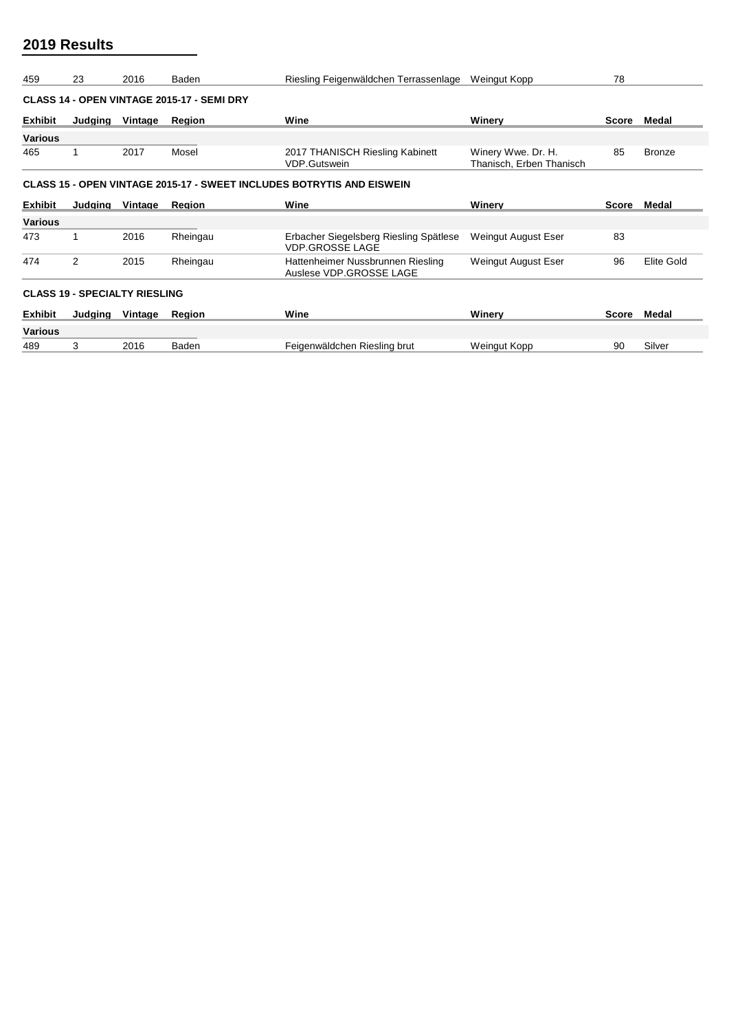## 2019 Results

| | | | | | | | |
|---|---|---|---|---|---|---|---|
| 459 | 23 | 2016 | Baden | Riesling Feigenwäldchen Terrassenlage | Weingut Kopp | 78 | |

**CLASS 14 - OPEN VINTAGE 2015-17 - SEMI DRY**

| Exhibit | Judging | Vintage | Region | Wine | Winery | Score | Medal |
|---|---|---|---|---|---|---|---|
| **Various** | | | | | | | |
| 465 | 1 | 2017 | Mosel | 2017 THANISCH Riesling Kabinett VDP.Gutswein | Winery Wwe. Dr. H. Thanisch, Erben Thanisch | 85 | Bronze |

**CLASS 15 - OPEN VINTAGE 2015-17 - SWEET INCLUDES BOTRYTIS AND EISWEIN**

| Exhibit | Judging | Vintage | Region | Wine | Winery | Score | Medal |
|---|---|---|---|---|---|---|---|
| **Various** | | | | | | | |
| 473 | 1 | 2016 | Rheingau | Erbacher Siegelsberg Riesling Spätlese VDP.GROSSE LAGE | Weingut August Eser | 83 | |
| 474 | 2 | 2015 | Rheingau | Hattenheimer Nussbrunnen Riesling Auslese VDP.GROSSE LAGE | Weingut August Eser | 96 | Elite Gold |

**CLASS 19 - SPECIALTY RIESLING**

| Exhibit | Judging | Vintage | Region | Wine | Winery | Score | Medal |
|---|---|---|---|---|---|---|---|
| **Various** | | | | | | | |
| 489 | 3 | 2016 | Baden | Feigenwäldchen Riesling brut | Weingut Kopp | 90 | Silver |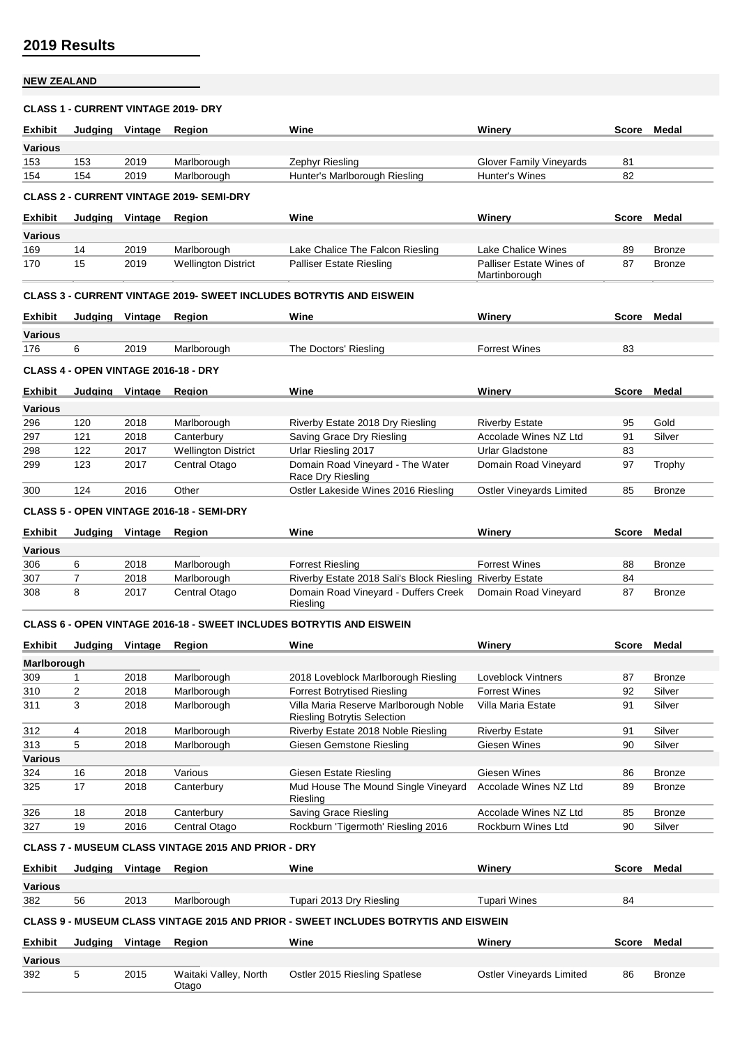## 2019 Results

### NEW ZEALAND

#### CLASS 1 - CURRENT VINTAGE 2019- DRY

| Exhibit | Judging | Vintage | Region | Wine | Winery | Score | Medal |
|---|---|---|---|---|---|---|---|
| **Various** | | | | | | | |
| 153 | 153 | 2019 | Marlborough | Zephyr Riesling | Glover Family Vineyards | 81 | |
| 154 | 154 | 2019 | Marlborough | Hunter's Marlborough Riesling | Hunter's Wines | 82 | |

#### CLASS 2 - CURRENT VINTAGE 2019- SEMI-DRY

| Exhibit | Judging | Vintage | Region | Wine | Winery | Score | Medal |
|---|---|---|---|---|---|---|---|
| **Various** | | | | | | | |
| 169 | 14 | 2019 | Marlborough | Lake Chalice The Falcon Riesling | Lake Chalice Wines | 89 | Bronze |
| 170 | 15 | 2019 | Wellington District | Palliser Estate Riesling | Palliser Estate Wines of Martinborough | 87 | Bronze |

#### CLASS 3 - CURRENT VINTAGE 2019- SWEET INCLUDES BOTRYTIS AND EISWEIN

| Exhibit | Judging | Vintage | Region | Wine | Winery | Score | Medal |
|---|---|---|---|---|---|---|---|
| **Various** | | | | | | | |
| 176 | 6 | 2019 | Marlborough | The Doctors' Riesling | Forrest Wines | 83 | |

#### CLASS 4 - OPEN VINTAGE 2016-18 - DRY

| Exhibit | Judging | Vintage | Region | Wine | Winery | Score | Medal |
|---|---|---|---|---|---|---|---|
| **Various** | | | | | | | |
| 296 | 120 | 2018 | Marlborough | Riverby Estate 2018 Dry Riesling | Riverby Estate | 95 | Gold |
| 297 | 121 | 2018 | Canterbury | Saving Grace Dry Riesling | Accolade Wines NZ Ltd | 91 | Silver |
| 298 | 122 | 2017 | Wellington District | Urlar Riesling 2017 | Urlar Gladstone | 83 | |
| 299 | 123 | 2017 | Central Otago | Domain Road Vineyard - The Water Race Dry Riesling | Domain Road Vineyard | 97 | Trophy |
| 300 | 124 | 2016 | Other | Ostler Lakeside Wines 2016 Riesling | Ostler Vineyards Limited | 85 | Bronze |

#### CLASS 5 - OPEN VINTAGE 2016-18 - SEMI-DRY

| Exhibit | Judging | Vintage | Region | Wine | Winery | Score | Medal |
|---|---|---|---|---|---|---|---|
| **Various** | | | | | | | |
| 306 | 6 | 2018 | Marlborough | Forrest Riesling | Forrest Wines | 88 | Bronze |
| 307 | 7 | 2018 | Marlborough | Riverby Estate 2018 Sali's Block Riesling | Riverby Estate | 84 | |
| 308 | 8 | 2017 | Central Otago | Domain Road Vineyard - Duffers Creek Riesling | Domain Road Vineyard | 87 | Bronze |

#### CLASS 6 - OPEN VINTAGE 2016-18 - SWEET INCLUDES BOTRYTIS AND EISWEIN

| Exhibit | Judging | Vintage | Region | Wine | Winery | Score | Medal |
|---|---|---|---|---|---|---|---|
| **Marlborough** | | | | | | | |
| 309 | 1 | 2018 | Marlborough | 2018 Loveblock Marlborough Riesling | Loveblock Vintners | 87 | Bronze |
| 310 | 2 | 2018 | Marlborough | Forrest Botrytised Riesling | Forrest Wines | 92 | Silver |
| 311 | 3 | 2018 | Marlborough | Villa Maria Reserve Marlborough Noble Riesling Botrytis Selection | Villa Maria Estate | 91 | Silver |
| 312 | 4 | 2018 | Marlborough | Riverby Estate 2018 Noble Riesling | Riverby Estate | 91 | Silver |
| 313 | 5 | 2018 | Marlborough | Giesen Gemstone Riesling | Giesen Wines | 90 | Silver |
| **Various** | | | | | | | |
| 324 | 16 | 2018 | Various | Giesen Estate Riesling | Giesen Wines | 86 | Bronze |
| 325 | 17 | 2018 | Canterbury | Mud House The Mound Single Vineyard Riesling | Accolade Wines NZ Ltd | 89 | Bronze |
| 326 | 18 | 2018 | Canterbury | Saving Grace Riesling | Accolade Wines NZ Ltd | 85 | Bronze |
| 327 | 19 | 2016 | Central Otago | Rockburn 'Tigermoth' Riesling 2016 | Rockburn Wines Ltd | 90 | Silver |

#### CLASS 7 - MUSEUM CLASS VINTAGE 2015 AND PRIOR - DRY

| Exhibit | Judging | Vintage | Region | Wine | Winery | Score | Medal |
|---|---|---|---|---|---|---|---|
| **Various** | | | | | | | |
| 382 | 56 | 2013 | Marlborough | Tupari 2013 Dry Riesling | Tupari Wines | 84 | |

#### CLASS 9 - MUSEUM CLASS VINTAGE 2015 AND PRIOR - SWEET INCLUDES BOTRYTIS AND EISWEIN

| Exhibit | Judging | Vintage | Region | Wine | Winery | Score | Medal |
|---|---|---|---|---|---|---|---|
| **Various** | | | | | | | |
| 392 | 5 | 2015 | Waitaki Valley, North Otago | Ostler 2015 Riesling Spatlese | Ostler Vineyards Limited | 86 | Bronze |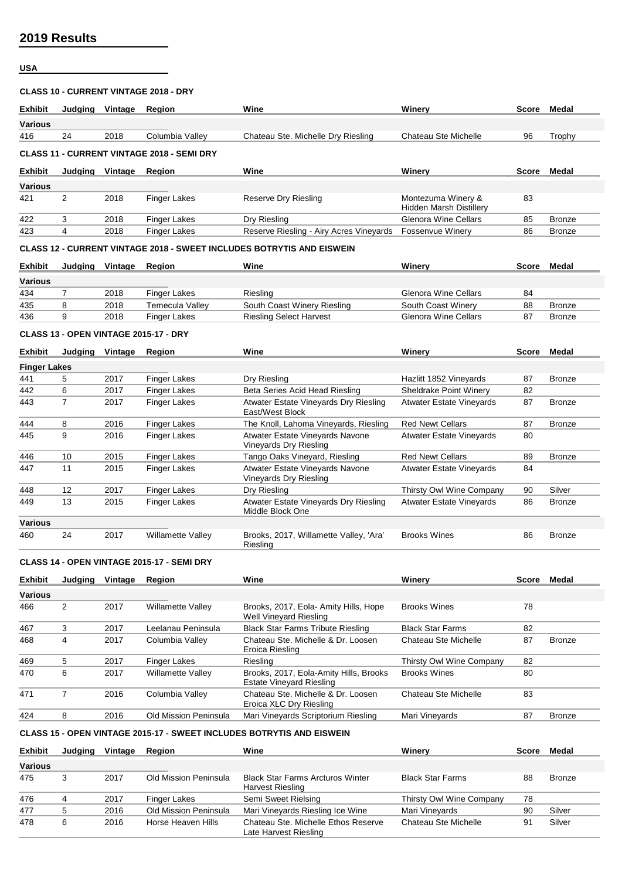## 2019 Results

**USA**

### CLASS 10 - CURRENT VINTAGE 2018 - DRY

| Exhibit | Judging | Vintage | Region | Wine | Winery | Score | Medal |
|---|---|---|---|---|---|---|---|
| **Various** | | | | | | | |
| 416 | 24 | 2018 | Columbia Valley | Chateau Ste. Michelle Dry Riesling | Chateau Ste Michelle | 96 | Trophy |

### CLASS 11 - CURRENT VINTAGE 2018 - SEMI DRY

| Exhibit | Judging | Vintage | Region | Wine | Winery | Score | Medal |
|---|---|---|---|---|---|---|---|
| **Various** | | | | | | | |
| 421 | 2 | 2018 | Finger Lakes | Reserve Dry Riesling | Montezuma Winery & Hidden Marsh Distillery | 83 | |
| 422 | 3 | 2018 | Finger Lakes | Dry Riesling | Glenora Wine Cellars | 85 | Bronze |
| 423 | 4 | 2018 | Finger Lakes | Reserve Riesling - Airy Acres Vineyards | Fossenvue Winery | 86 | Bronze |

### CLASS 12 - CURRENT VINTAGE 2018 - SWEET INCLUDES BOTRYTIS AND EISWEIN

| Exhibit | Judging | Vintage | Region | Wine | Winery | Score | Medal |
|---|---|---|---|---|---|---|---|
| **Various** | | | | | | | |
| 434 | 7 | 2018 | Finger Lakes | Riesling | Glenora Wine Cellars | 84 | |
| 435 | 8 | 2018 | Temecula Valley | South Coast Winery Riesling | South Coast Winery | 88 | Bronze |
| 436 | 9 | 2018 | Finger Lakes | Riesling Select Harvest | Glenora Wine Cellars | 87 | Bronze |

### CLASS 13 - OPEN VINTAGE 2015-17 - DRY

| Exhibit | Judging | Vintage | Region | Wine | Winery | Score | Medal |
|---|---|---|---|---|---|---|---|
| **Finger Lakes** | | | | | | | |
| 441 | 5 | 2017 | Finger Lakes | Dry Riesling | Hazlitt 1852 Vineyards | 87 | Bronze |
| 442 | 6 | 2017 | Finger Lakes | Beta Series Acid Head Riesling | Sheldrake Point Winery | 82 | |
| 443 | 7 | 2017 | Finger Lakes | Atwater Estate Vineyards Dry Riesling East/West Block | Atwater Estate Vineyards | 87 | Bronze |
| 444 | 8 | 2016 | Finger Lakes | The Knoll, Lahoma Vineyards, Riesling | Red Newt Cellars | 87 | Bronze |
| 445 | 9 | 2016 | Finger Lakes | Atwater Estate Vineyards Navone Vineyards Dry Riesling | Atwater Estate Vineyards | 80 | |
| 446 | 10 | 2015 | Finger Lakes | Tango Oaks Vineyard, Riesling | Red Newt Cellars | 89 | Bronze |
| 447 | 11 | 2015 | Finger Lakes | Atwater Estate Vineyards Navone Vineyards Dry Riesling | Atwater Estate Vineyards | 84 | |
| 448 | 12 | 2017 | Finger Lakes | Dry Riesling | Thirsty Owl Wine Company | 90 | Silver |
| 449 | 13 | 2015 | Finger Lakes | Atwater Estate Vineyards Dry Riesling Middle Block One | Atwater Estate Vineyards | 86 | Bronze |
| **Various** | | | | | | | |
| 460 | 24 | 2017 | Willamette Valley | Brooks, 2017, Willamette Valley, 'Ara' Riesling | Brooks Wines | 86 | Bronze |

### CLASS 14 - OPEN VINTAGE 2015-17 - SEMI DRY

| Exhibit | Judging | Vintage | Region | Wine | Winery | Score | Medal |
|---|---|---|---|---|---|---|---|
| **Various** | | | | | | | |
| 466 | 2 | 2017 | Willamette Valley | Brooks, 2017, Eola- Amity Hills, Hope Well Vineyard Riesling | Brooks Wines | 78 | |
| 467 | 3 | 2017 | Leelanau Peninsula | Black Star Farms Tribute Riesling | Black Star Farms | 82 | |
| 468 | 4 | 2017 | Columbia Valley | Chateau Ste. Michelle & Dr. Loosen Eroica Riesling | Chateau Ste Michelle | 87 | Bronze |
| 469 | 5 | 2017 | Finger Lakes | Riesling | Thirsty Owl Wine Company | 82 | |
| 470 | 6 | 2017 | Willamette Valley | Brooks, 2017, Eola-Amity Hills, Brooks Estate Vineyard Riesling | Brooks Wines | 80 | |
| 471 | 7 | 2016 | Columbia Valley | Chateau Ste. Michelle & Dr. Loosen Eroica XLC Dry Riesling | Chateau Ste Michelle | 83 | |
| 424 | 8 | 2016 | Old Mission Peninsula | Mari Vineyards Scriptorium Riesling | Mari Vineyards | 87 | Bronze |

### CLASS 15 - OPEN VINTAGE 2015-17 - SWEET INCLUDES BOTRYTIS AND EISWEIN

| Exhibit | Judging | Vintage | Region | Wine | Winery | Score | Medal |
|---|---|---|---|---|---|---|---|
| **Various** | | | | | | | |
| 475 | 3 | 2017 | Old Mission Peninsula | Black Star Farms Arcturos Winter Harvest Riesling | Black Star Farms | 88 | Bronze |
| 476 | 4 | 2017 | Finger Lakes | Semi Sweet Rielsing | Thirsty Owl Wine Company | 78 | |
| 477 | 5 | 2016 | Old Mission Peninsula | Mari Vineyards Riesling Ice Wine | Mari Vineyards | 90 | Silver |
| 478 | 6 | 2016 | Horse Heaven Hills | Chateau Ste. Michelle Ethos Reserve Late Harvest Riesling | Chateau Ste Michelle | 91 | Silver |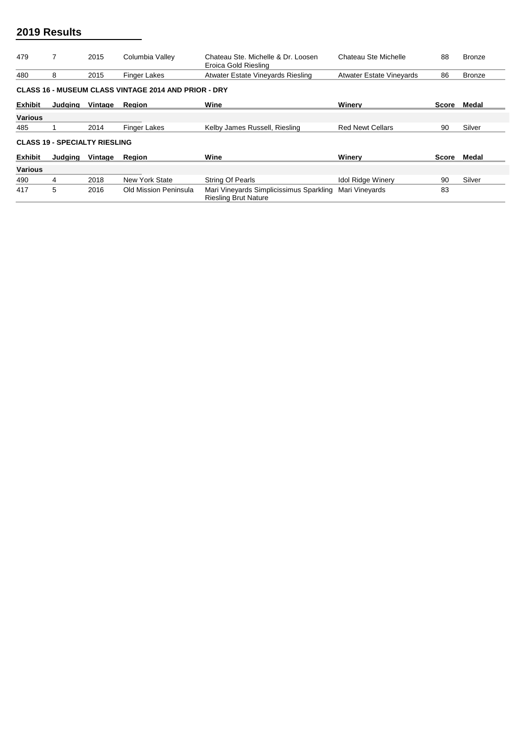## 2019 Results

| | | | | | | | |
|---|---|---|---|---|---|---|---|
| 479 | 7 | 2015 | Columbia Valley | Chateau Ste. Michelle & Dr. Loosen Eroica Gold Riesling | Chateau Ste Michelle | 88 | Bronze |
| 480 | 8 | 2015 | Finger Lakes | Atwater Estate Vineyards Riesling | Atwater Estate Vineyards | 86 | Bronze |

### CLASS 16 - MUSEUM CLASS VINTAGE 2014 AND PRIOR - DRY

| Exhibit | Judging | Vintage | Region | Wine | Winery | Score | Medal |
|---|---|---|---|---|---|---|---|
| **Various** | | | | | | | |
| 485 | 1 | 2014 | Finger Lakes | Kelby James Russell, Riesling | Red Newt Cellars | 90 | Silver |

### CLASS 19 - SPECIALTY RIESLING

| Exhibit | Judging | Vintage | Region | Wine | Winery | Score | Medal |
|---|---|---|---|---|---|---|---|
| **Various** | | | | | | | |
| 490 | 4 | 2018 | New York State | String Of Pearls | Idol Ridge Winery | 90 | Silver |
| 417 | 5 | 2016 | Old Mission Peninsula | Mari Vineyards Simplicissimus Sparkling Riesling Brut Nature | Mari Vineyards | 83 | |